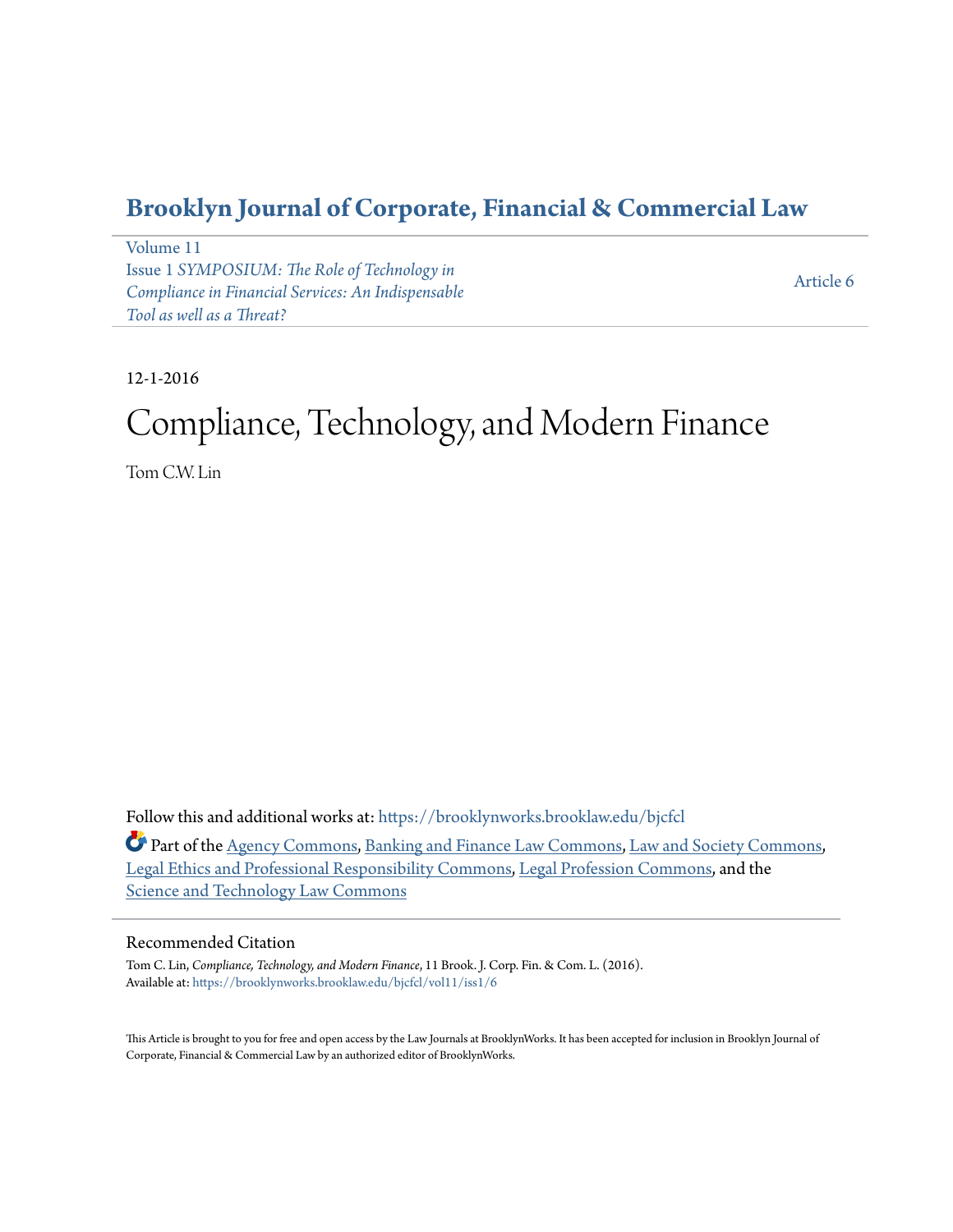# Brooklyn Journal of Corporate, Financial & Commercial Law

Volume 11
Issue 1 *SYMPOSIUM: The Role of Technology in Compliance in Financial Services: An Indispensable Tool as well as a Threat?*

Article 6

12-1-2016

# Compliance, Technology, and Modern Finance

Tom C.W. Lin

Follow this and additional works at: https://brooklynworks.brooklaw.edu/bjcfcl

Part of the Agency Commons, Banking and Finance Law Commons, Law and Society Commons, Legal Ethics and Professional Responsibility Commons, Legal Profession Commons, and the Science and Technology Law Commons

## Recommended Citation

Tom C. Lin, *Compliance, Technology, and Modern Finance*, 11 Brook. J. Corp. Fin. & Com. L. (2016).
Available at: https://brooklynworks.brooklaw.edu/bjcfcl/vol11/iss1/6

This Article is brought to you for free and open access by the Law Journals at BrooklynWorks. It has been accepted for inclusion in Brooklyn Journal of Corporate, Financial & Commercial Law by an authorized editor of BrooklynWorks.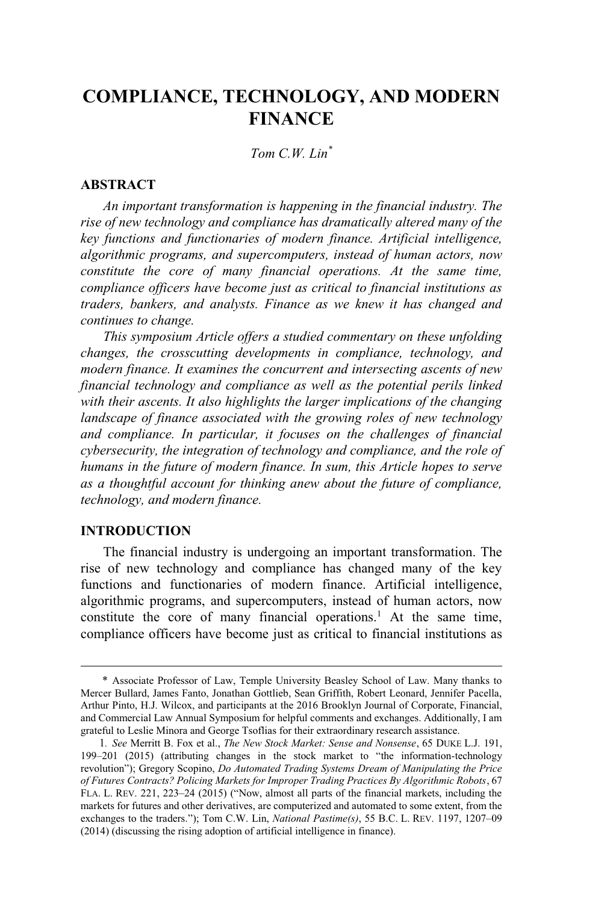# COMPLIANCE, TECHNOLOGY, AND MODERN FINANCE

*Tom C.W. Lin*[*]

## ABSTRACT

*An important transformation is happening in the financial industry. The rise of new technology and compliance has dramatically altered many of the key functions and functionaries of modern finance. Artificial intelligence, algorithmic programs, and supercomputers, instead of human actors, now constitute the core of many financial operations. At the same time, compliance officers have become just as critical to financial institutions as traders, bankers, and analysts. Finance as we knew it has changed and continues to change.*

*This symposium Article offers a studied commentary on these unfolding changes, the crosscutting developments in compliance, technology, and modern finance. It examines the concurrent and intersecting ascents of new financial technology and compliance as well as the potential perils linked with their ascents. It also highlights the larger implications of the changing landscape of finance associated with the growing roles of new technology and compliance. In particular, it focuses on the challenges of financial cybersecurity, the integration of technology and compliance, and the role of humans in the future of modern finance. In sum, this Article hopes to serve as a thoughtful account for thinking anew about the future of compliance, technology, and modern finance.*

## INTRODUCTION

The financial industry is undergoing an important transformation. The rise of new technology and compliance has changed many of the key functions and functionaries of modern finance. Artificial intelligence, algorithmic programs, and supercomputers, instead of human actors, now constitute the core of many financial operations.[1] At the same time, compliance officers have become just as critical to financial institutions as

---

[*] Associate Professor of Law, Temple University Beasley School of Law. Many thanks to Mercer Bullard, James Fanto, Jonathan Gottlieb, Sean Griffith, Robert Leonard, Jennifer Pacella, Arthur Pinto, H.J. Wilcox, and participants at the 2016 Brooklyn Journal of Corporate, Financial, and Commercial Law Annual Symposium for helpful comments and exchanges. Additionally, I am grateful to Leslie Minora and George Tsoflias for their extraordinary research assistance.

[1]. *See* Merritt B. Fox et al., *The New Stock Market: Sense and Nonsense*, 65 DUKE L.J. 191, 199–201 (2015) (attributing changes in the stock market to "the information-technology revolution"); Gregory Scopino, *Do Automated Trading Systems Dream of Manipulating the Price of Futures Contracts? Policing Markets for Improper Trading Practices By Algorithmic Robots*, 67 FLA. L. REV. 221, 223–24 (2015) ("Now, almost all parts of the financial markets, including the markets for futures and other derivatives, are computerized and automated to some extent, from the exchanges to the traders."); Tom C.W. Lin, *National Pastime(s)*, 55 B.C. L. REV. 1197, 1207–09 (2014) (discussing the rising adoption of artificial intelligence in finance).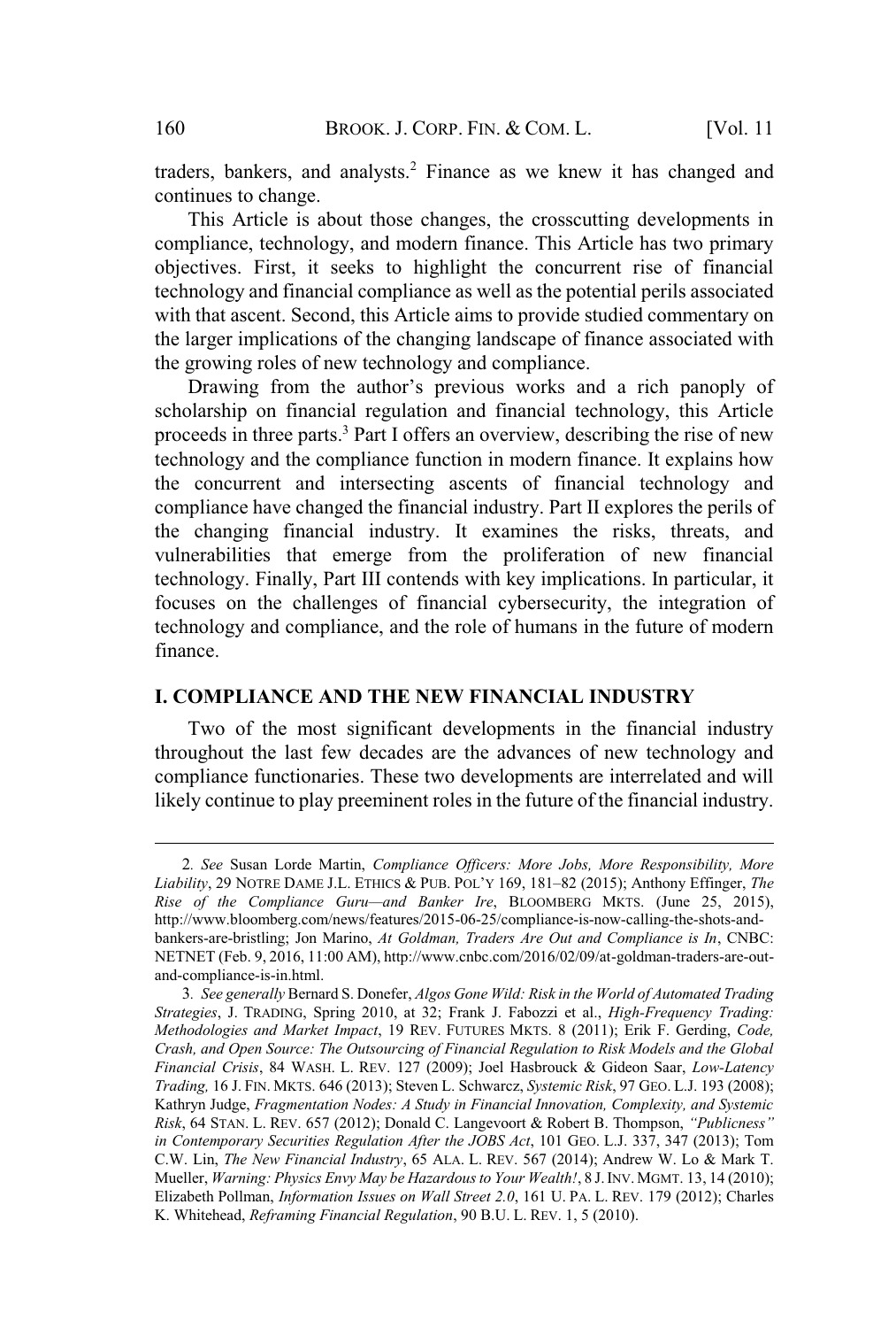traders, bankers, and analysts.[2] Finance as we knew it has changed and continues to change.

This Article is about those changes, the crosscutting developments in compliance, technology, and modern finance. This Article has two primary objectives. First, it seeks to highlight the concurrent rise of financial technology and financial compliance as well as the potential perils associated with that ascent. Second, this Article aims to provide studied commentary on the larger implications of the changing landscape of finance associated with the growing roles of new technology and compliance.

Drawing from the author's previous works and a rich panoply of scholarship on financial regulation and financial technology, this Article proceeds in three parts.[3] Part I offers an overview, describing the rise of new technology and the compliance function in modern finance. It explains how the concurrent and intersecting ascents of financial technology and compliance have changed the financial industry. Part II explores the perils of the changing financial industry. It examines the risks, threats, and vulnerabilities that emerge from the proliferation of new financial technology. Finally, Part III contends with key implications. In particular, it focuses on the challenges of financial cybersecurity, the integration of technology and compliance, and the role of humans in the future of modern finance.

## I. COMPLIANCE AND THE NEW FINANCIAL INDUSTRY

Two of the most significant developments in the financial industry throughout the last few decades are the advances of new technology and compliance functionaries. These two developments are interrelated and will likely continue to play preeminent roles in the future of the financial industry.

---

2. *See* Susan Lorde Martin, *Compliance Officers: More Jobs, More Responsibility, More Liability*, 29 NOTRE DAME J.L. ETHICS & PUB. POL'Y 169, 181–82 (2015); Anthony Effinger, *The Rise of the Compliance Guru—and Banker Ire*, BLOOMBERG MKTS. (June 25, 2015), http://www.bloomberg.com/news/features/2015-06-25/compliance-is-now-calling-the-shots-and-bankers-are-bristling; Jon Marino, *At Goldman, Traders Are Out and Compliance is In*, CNBC: NETNET (Feb. 9, 2016, 11:00 AM), http://www.cnbc.com/2016/02/09/at-goldman-traders-are-out-and-compliance-is-in.html.

3. *See generally* Bernard S. Donefer, *Algos Gone Wild: Risk in the World of Automated Trading Strategies*, J. TRADING, Spring 2010, at 32; Frank J. Fabozzi et al., *High-Frequency Trading: Methodologies and Market Impact*, 19 REV. FUTURES MKTS. 8 (2011); Erik F. Gerding, *Code, Crash, and Open Source: The Outsourcing of Financial Regulation to Risk Models and the Global Financial Crisis*, 84 WASH. L. REV. 127 (2009); Joel Hasbrouck & Gideon Saar, *Low-Latency Trading,* 16 J. FIN. MKTS. 646 (2013); Steven L. Schwarcz, *Systemic Risk*, 97 GEO. L.J. 193 (2008); Kathryn Judge, *Fragmentation Nodes: A Study in Financial Innovation, Complexity, and Systemic Risk*, 64 STAN. L. REV. 657 (2012); Donald C. Langevoort & Robert B. Thompson, *"Publicness" in Contemporary Securities Regulation After the JOBS Act*, 101 GEO. L.J. 337, 347 (2013); Tom C.W. Lin, *The New Financial Industry*, 65 ALA. L. REV. 567 (2014); Andrew W. Lo & Mark T. Mueller, *Warning: Physics Envy May be Hazardous to Your Wealth!*, 8 J. INV. MGMT. 13, 14 (2010); Elizabeth Pollman, *Information Issues on Wall Street 2.0*, 161 U. PA. L. REV. 179 (2012); Charles K. Whitehead, *Reframing Financial Regulation*, 90 B.U. L. REV. 1, 5 (2010).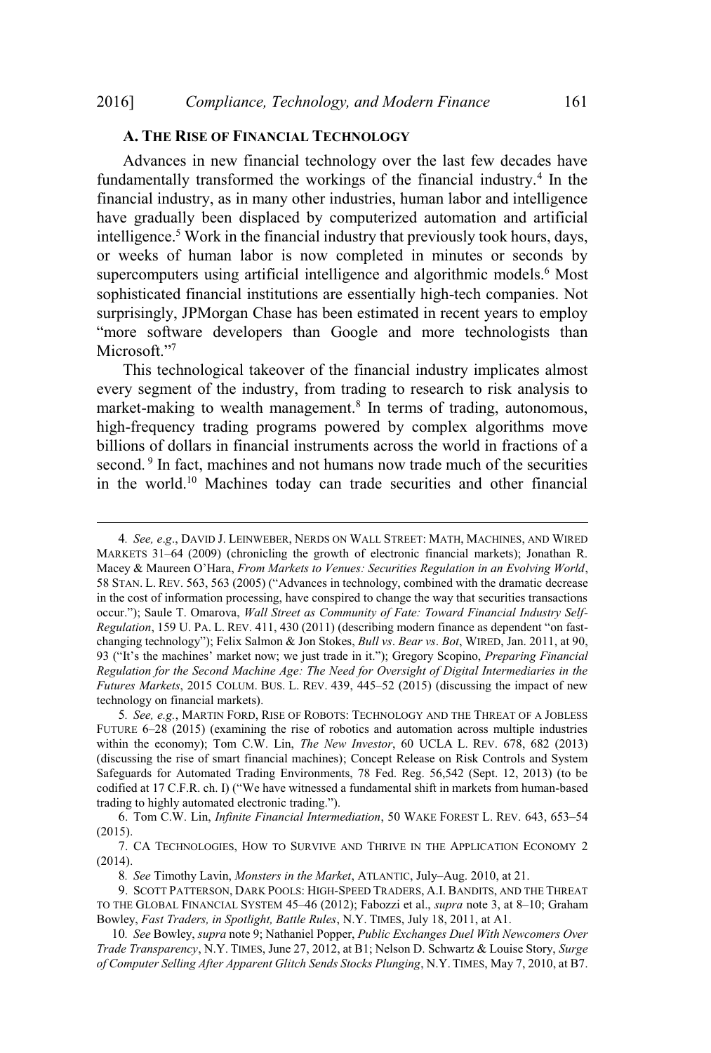### A. The Rise of Financial Technology

Advances in new financial technology over the last few decades have fundamentally transformed the workings of the financial industry.[4] In the financial industry, as in many other industries, human labor and intelligence have gradually been displaced by computerized automation and artificial intelligence.[5] Work in the financial industry that previously took hours, days, or weeks of human labor is now completed in minutes or seconds by supercomputers using artificial intelligence and algorithmic models.[6] Most sophisticated financial institutions are essentially high-tech companies. Not surprisingly, JPMorgan Chase has been estimated in recent years to employ "more software developers than Google and more technologists than Microsoft."[7]

This technological takeover of the financial industry implicates almost every segment of the industry, from trading to research to risk analysis to market-making to wealth management.[8] In terms of trading, autonomous, high-frequency trading programs powered by complex algorithms move billions of dollars in financial instruments across the world in fractions of a second.[9] In fact, machines and not humans now trade much of the securities in the world.[10] Machines today can trade securities and other financial

---

4. *See, e.g.*, DAVID J. LEINWEBER, NERDS ON WALL STREET: MATH, MACHINES, AND WIRED MARKETS 31–64 (2009) (chronicling the growth of electronic financial markets); Jonathan R. Macey & Maureen O'Hara, *From Markets to Venues: Securities Regulation in an Evolving World*, 58 STAN. L. REV. 563, 563 (2005) ("Advances in technology, combined with the dramatic decrease in the cost of information processing, have conspired to change the way that securities transactions occur."); Saule T. Omarova, *Wall Street as Community of Fate: Toward Financial Industry Self-Regulation*, 159 U. PA. L. REV. 411, 430 (2011) (describing modern finance as dependent "on fast-changing technology"); Felix Salmon & Jon Stokes, *Bull vs. Bear vs. Bot*, WIRED, Jan. 2011, at 90, 93 ("It's the machines' market now; we just trade in it."); Gregory Scopino, *Preparing Financial Regulation for the Second Machine Age: The Need for Oversight of Digital Intermediaries in the Futures Markets*, 2015 COLUM. BUS. L. REV. 439, 445–52 (2015) (discussing the impact of new technology on financial markets).

5. *See, e.g.*, MARTIN FORD, RISE OF ROBOTS: TECHNOLOGY AND THE THREAT OF A JOBLESS FUTURE 6–28 (2015) (examining the rise of robotics and automation across multiple industries within the economy); Tom C.W. Lin, *The New Investor*, 60 UCLA L. REV. 678, 682 (2013) (discussing the rise of smart financial machines); Concept Release on Risk Controls and System Safeguards for Automated Trading Environments, 78 Fed. Reg. 56,542 (Sept. 12, 2013) (to be codified at 17 C.F.R. ch. I) ("We have witnessed a fundamental shift in markets from human-based trading to highly automated electronic trading.").

6. Tom C.W. Lin, *Infinite Financial Intermediation*, 50 WAKE FOREST L. REV. 643, 653–54 (2015).

7. CA TECHNOLOGIES, HOW TO SURVIVE AND THRIVE IN THE APPLICATION ECONOMY 2 (2014).

8. *See* Timothy Lavin, *Monsters in the Market*, ATLANTIC, July–Aug. 2010, at 21.

9. SCOTT PATTERSON, DARK POOLS: HIGH-SPEED TRADERS, A.I. BANDITS, AND THE THREAT TO THE GLOBAL FINANCIAL SYSTEM 45–46 (2012); Fabozzi et al., *supra* note 3, at 8–10; Graham Bowley, *Fast Traders, in Spotlight, Battle Rules*, N.Y. TIMES, July 18, 2011, at A1.

10. *See* Bowley, *supra* note 9; Nathaniel Popper, *Public Exchanges Duel With Newcomers Over Trade Transparency*, N.Y. TIMES, June 27, 2012, at B1; Nelson D. Schwartz & Louise Story, *Surge of Computer Selling After Apparent Glitch Sends Stocks Plunging*, N.Y. TIMES, May 7, 2010, at B7.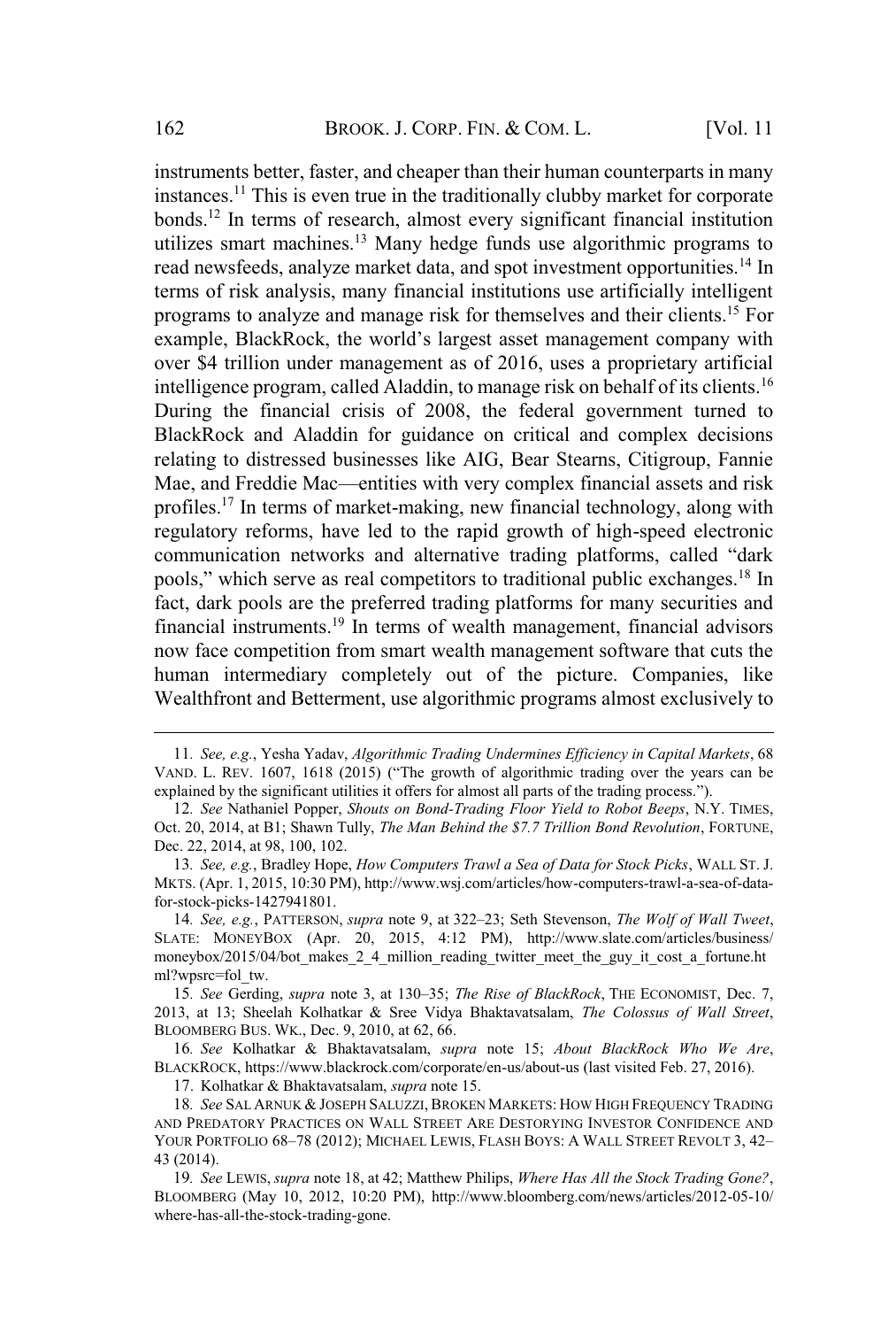instruments better, faster, and cheaper than their human counterparts in many instances.[11] This is even true in the traditionally clubby market for corporate bonds.[12] In terms of research, almost every significant financial institution utilizes smart machines.[13] Many hedge funds use algorithmic programs to read newsfeeds, analyze market data, and spot investment opportunities.[14] In terms of risk analysis, many financial institutions use artificially intelligent programs to analyze and manage risk for themselves and their clients.[15] For example, BlackRock, the world's largest asset management company with over $4 trillion under management as of 2016, uses a proprietary artificial intelligence program, called Aladdin, to manage risk on behalf of its clients.[16] During the financial crisis of 2008, the federal government turned to BlackRock and Aladdin for guidance on critical and complex decisions relating to distressed businesses like AIG, Bear Stearns, Citigroup, Fannie Mae, and Freddie Mac—entities with very complex financial assets and risk profiles.[17] In terms of market-making, new financial technology, along with regulatory reforms, have led to the rapid growth of high-speed electronic communication networks and alternative trading platforms, called "dark pools," which serve as real competitors to traditional public exchanges.[18] In fact, dark pools are the preferred trading platforms for many securities and financial instruments.[19] In terms of wealth management, financial advisors now face competition from smart wealth management software that cuts the human intermediary completely out of the picture. Companies, like Wealthfront and Betterment, use algorithmic programs almost exclusively to

---

11. *See, e.g.*, Yesha Yadav, *Algorithmic Trading Undermines Efficiency in Capital Markets*, 68 VAND. L. REV. 1607, 1618 (2015) ("The growth of algorithmic trading over the years can be explained by the significant utilities it offers for almost all parts of the trading process.").

12. *See* Nathaniel Popper, *Shouts on Bond-Trading Floor Yield to Robot Beeps*, N.Y. TIMES, Oct. 20, 2014, at B1; Shawn Tully, *The Man Behind the $7.7 Trillion Bond Revolution*, FORTUNE, Dec. 22, 2014, at 98, 100, 102.

13. *See, e.g.*, Bradley Hope, *How Computers Trawl a Sea of Data for Stock Picks*, WALL ST. J. MKTS. (Apr. 1, 2015, 10:30 PM), http://www.wsj.com/articles/how-computers-trawl-a-sea-of-data-for-stock-picks-1427941801.

14. *See, e.g.*, PATTERSON, *supra* note 9, at 322–23; Seth Stevenson, *The Wolf of Wall Tweet*, SLATE: MONEYBOX (Apr. 20, 2015, 4:12 PM), http://www.slate.com/articles/business/moneybox/2015/04/bot_makes_2_4_million_reading_twitter_meet_the_guy_it_cost_a_fortune.html?wpsrc=fol_tw.

15. *See* Gerding, *supra* note 3, at 130–35; *The Rise of BlackRock*, THE ECONOMIST, Dec. 7, 2013, at 13; Sheelah Kolhatkar & Sree Vidya Bhaktavatsalam, *The Colossus of Wall Street*, BLOOMBERG BUS. WK., Dec. 9, 2010, at 62, 66.

16. *See* Kolhatkar & Bhaktavatsalam, *supra* note 15; *About BlackRock Who We Are*, BLACKROCK, https://www.blackrock.com/corporate/en-us/about-us (last visited Feb. 27, 2016).

17. Kolhatkar & Bhaktavatsalam, *supra* note 15.

18. *See* SAL ARNUK & JOSEPH SALUZZI, BROKEN MARKETS: HOW HIGH FREQUENCY TRADING AND PREDATORY PRACTICES ON WALL STREET ARE DESTORYING INVESTOR CONFIDENCE AND YOUR PORTFOLIO 68–78 (2012); MICHAEL LEWIS, FLASH BOYS: A WALL STREET REVOLT 3, 42–43 (2014).

19. *See* LEWIS, *supra* note 18, at 42; Matthew Philips, *Where Has All the Stock Trading Gone?*, BLOOMBERG (May 10, 2012, 10:20 PM), http://www.bloomberg.com/news/articles/2012-05-10/where-has-all-the-stock-trading-gone.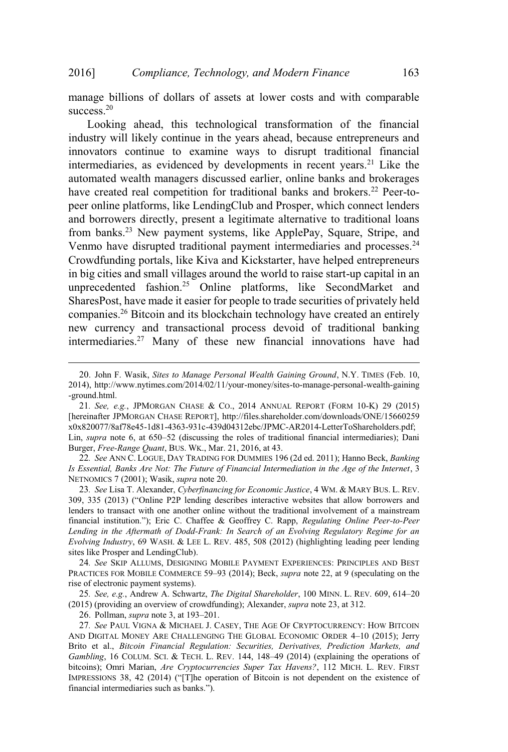manage billions of dollars of assets at lower costs and with comparable success.[20]

Looking ahead, this technological transformation of the financial industry will likely continue in the years ahead, because entrepreneurs and innovators continue to examine ways to disrupt traditional financial intermediaries, as evidenced by developments in recent years.[21] Like the automated wealth managers discussed earlier, online banks and brokerages have created real competition for traditional banks and brokers.[22] Peer-to-peer online platforms, like LendingClub and Prosper, which connect lenders and borrowers directly, present a legitimate alternative to traditional loans from banks.[23] New payment systems, like ApplePay, Square, Stripe, and Venmo have disrupted traditional payment intermediaries and processes.[24] Crowdfunding portals, like Kiva and Kickstarter, have helped entrepreneurs in big cities and small villages around the world to raise start-up capital in an unprecedented fashion.[25] Online platforms, like SecondMarket and SharesPost, have made it easier for people to trade securities of privately held companies.[26] Bitcoin and its blockchain technology have created an entirely new currency and transactional process devoid of traditional banking intermediaries.[27] Many of these new financial innovations have had

---

20. John F. Wasik, *Sites to Manage Personal Wealth Gaining Ground*, N.Y. TIMES (Feb. 10, 2014), http://www.nytimes.com/2014/02/11/your-money/sites-to-manage-personal-wealth-gaining-ground.html.

21. *See, e.g.*, JPMORGAN CHASE & CO., 2014 ANNUAL REPORT (FORM 10-K) 29 (2015) [hereinafter JPMORGAN CHASE REPORT], http://files.shareholder.com/downloads/ONE/15660259x0x820077/8af78e45-1d81-4363-931c-439d04312ebc/JPMC-AR2014-LetterToShareholders.pdf; Lin, *supra* note 6, at 650–52 (discussing the roles of traditional financial intermediaries); Dani Burger, *Free-Range Quant*, BUS. WK., Mar. 21, 2016, at 43.

22. *See* ANN C. LOGUE, DAY TRADING FOR DUMMIES 196 (2d ed. 2011); Hanno Beck, *Banking Is Essential, Banks Are Not: The Future of Financial Intermediation in the Age of the Internet*, 3 NETNOMICS 7 (2001); Wasik, *supra* note 20.

23. *See* Lisa T. Alexander, *Cyberfinancing for Economic Justice*, 4 WM. & MARY BUS. L. REV. 309, 335 (2013) ("Online P2P lending describes interactive websites that allow borrowers and lenders to transact with one another online without the traditional involvement of a mainstream financial institution."); Eric C. Chaffee & Geoffrey C. Rapp, *Regulating Online Peer-to-Peer Lending in the Aftermath of Dodd-Frank: In Search of an Evolving Regulatory Regime for an Evolving Industry*, 69 WASH. & LEE L. REV. 485, 508 (2012) (highlighting leading peer lending sites like Prosper and LendingClub).

24. *See* SKIP ALLUMS, DESIGNING MOBILE PAYMENT EXPERIENCES: PRINCIPLES AND BEST PRACTICES FOR MOBILE COMMERCE 59–93 (2014); Beck, *supra* note 22, at 9 (speculating on the rise of electronic payment systems).

25. *See, e.g.*, Andrew A. Schwartz, *The Digital Shareholder*, 100 MINN. L. REV. 609, 614–20 (2015) (providing an overview of crowdfunding); Alexander, *supra* note 23, at 312.

26. Pollman, *supra* note 3, at 193–201.

27. *See* PAUL VIGNA & MICHAEL J. CASEY, THE AGE OF CRYPTOCURRENCY: HOW BITCOIN AND DIGITAL MONEY ARE CHALLENGING THE GLOBAL ECONOMIC ORDER 4–10 (2015); Jerry Brito et al., *Bitcoin Financial Regulation: Securities, Derivatives, Prediction Markets, and Gambling*, 16 COLUM. SCI. & TECH. L. REV. 144, 148–49 (2014) (explaining the operations of bitcoins); Omri Marian, *Are Cryptocurrencies Super Tax Havens?*, 112 MICH. L. REV. FIRST IMPRESSIONS 38, 42 (2014) ("[T]he operation of Bitcoin is not dependent on the existence of financial intermediaries such as banks.").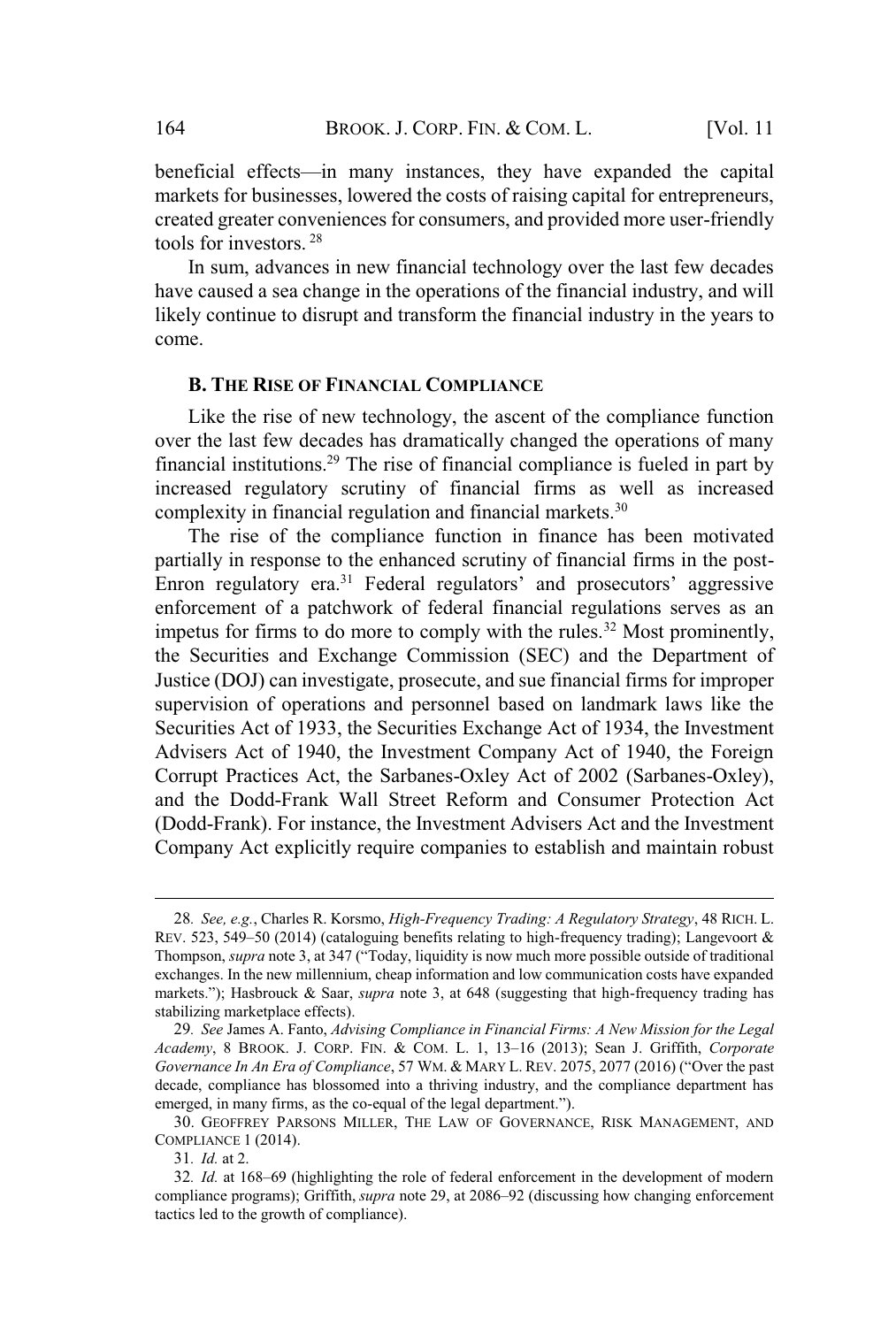beneficial effects—in many instances, they have expanded the capital markets for businesses, lowered the costs of raising capital for entrepreneurs, created greater conveniences for consumers, and provided more user-friendly tools for investors.[28]

In sum, advances in new financial technology over the last few decades have caused a sea change in the operations of the financial industry, and will likely continue to disrupt and transform the financial industry in the years to come.

### B. The Rise of Financial Compliance

Like the rise of new technology, the ascent of the compliance function over the last few decades has dramatically changed the operations of many financial institutions.[29] The rise of financial compliance is fueled in part by increased regulatory scrutiny of financial firms as well as increased complexity in financial regulation and financial markets.[30]

The rise of the compliance function in finance has been motivated partially in response to the enhanced scrutiny of financial firms in the post-Enron regulatory era.[31] Federal regulators' and prosecutors' aggressive enforcement of a patchwork of federal financial regulations serves as an impetus for firms to do more to comply with the rules.[32] Most prominently, the Securities and Exchange Commission (SEC) and the Department of Justice (DOJ) can investigate, prosecute, and sue financial firms for improper supervision of operations and personnel based on landmark laws like the Securities Act of 1933, the Securities Exchange Act of 1934, the Investment Advisers Act of 1940, the Investment Company Act of 1940, the Foreign Corrupt Practices Act, the Sarbanes-Oxley Act of 2002 (Sarbanes-Oxley), and the Dodd-Frank Wall Street Reform and Consumer Protection Act (Dodd-Frank). For instance, the Investment Advisers Act and the Investment Company Act explicitly require companies to establish and maintain robust

---

28. *See, e.g.*, Charles R. Korsmo, *High-Frequency Trading: A Regulatory Strategy*, 48 RICH. L. REV. 523, 549–50 (2014) (cataloguing benefits relating to high-frequency trading); Langevoort & Thompson, *supra* note 3, at 347 ("Today, liquidity is now much more possible outside of traditional exchanges. In the new millennium, cheap information and low communication costs have expanded markets."); Hasbrouck & Saar, *supra* note 3, at 648 (suggesting that high-frequency trading has stabilizing marketplace effects).

29. *See* James A. Fanto, *Advising Compliance in Financial Firms: A New Mission for the Legal Academy*, 8 BROOK. J. CORP. FIN. & COM. L. 1, 13–16 (2013); Sean J. Griffith, *Corporate Governance In An Era of Compliance*, 57 WM. & MARY L. REV. 2075, 2077 (2016) ("Over the past decade, compliance has blossomed into a thriving industry, and the compliance department has emerged, in many firms, as the co-equal of the legal department.").

30. GEOFFREY PARSONS MILLER, THE LAW OF GOVERNANCE, RISK MANAGEMENT, AND COMPLIANCE 1 (2014).

31. *Id.* at 2.

32. *Id.* at 168–69 (highlighting the role of federal enforcement in the development of modern compliance programs); Griffith, *supra* note 29, at 2086–92 (discussing how changing enforcement tactics led to the growth of compliance).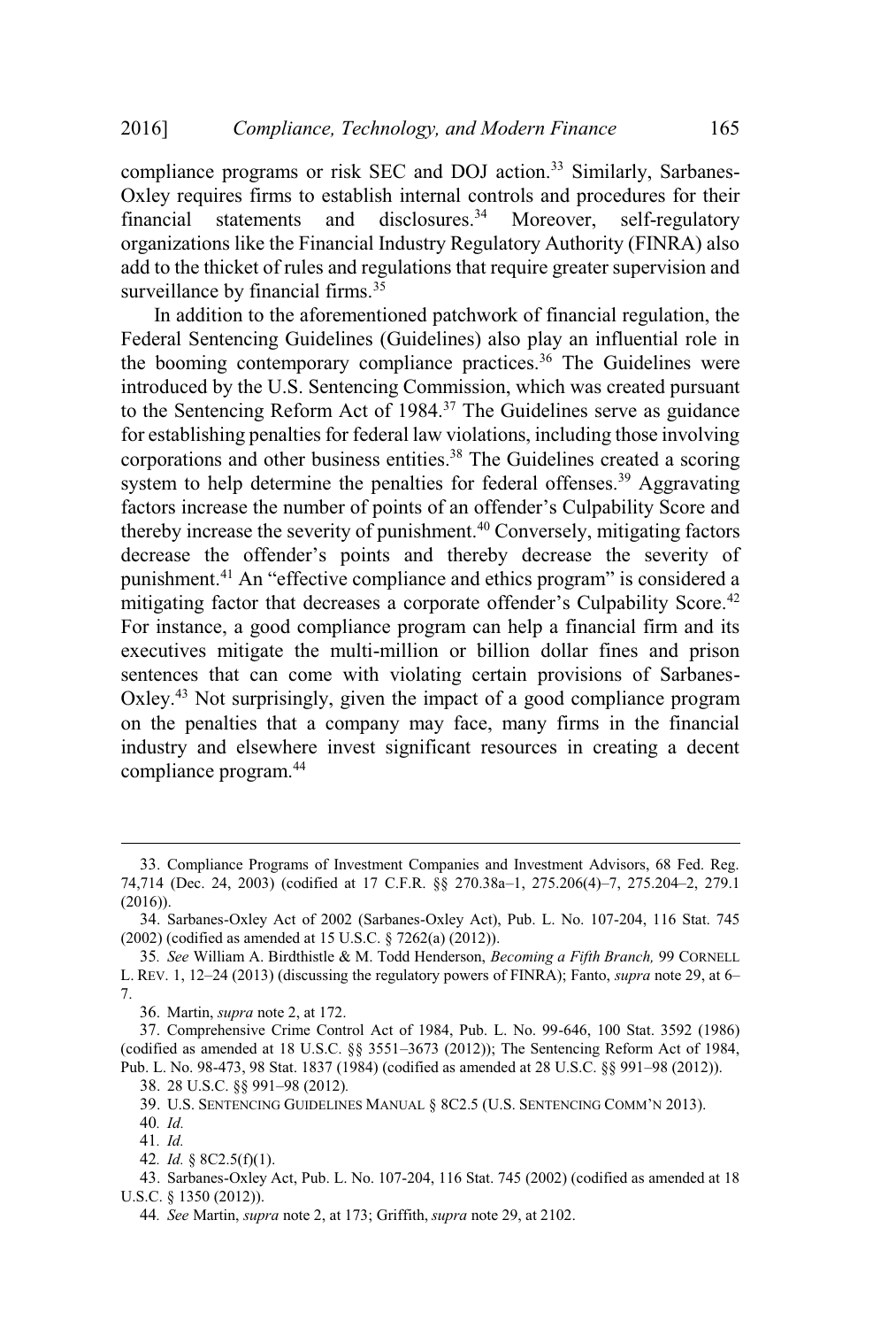compliance programs or risk SEC and DOJ action.[33] Similarly, Sarbanes-Oxley requires firms to establish internal controls and procedures for their financial statements and disclosures.[34] Moreover, self-regulatory organizations like the Financial Industry Regulatory Authority (FINRA) also add to the thicket of rules and regulations that require greater supervision and surveillance by financial firms.[35]

In addition to the aforementioned patchwork of financial regulation, the Federal Sentencing Guidelines (Guidelines) also play an influential role in the booming contemporary compliance practices.[36] The Guidelines were introduced by the U.S. Sentencing Commission, which was created pursuant to the Sentencing Reform Act of 1984.[37] The Guidelines serve as guidance for establishing penalties for federal law violations, including those involving corporations and other business entities.[38] The Guidelines created a scoring system to help determine the penalties for federal offenses.[39] Aggravating factors increase the number of points of an offender's Culpability Score and thereby increase the severity of punishment.[40] Conversely, mitigating factors decrease the offender's points and thereby decrease the severity of punishment.[41] An "effective compliance and ethics program" is considered a mitigating factor that decreases a corporate offender's Culpability Score.[42] For instance, a good compliance program can help a financial firm and its executives mitigate the multi-million or billion dollar fines and prison sentences that can come with violating certain provisions of Sarbanes-Oxley.[43] Not surprisingly, given the impact of a good compliance program on the penalties that a company may face, many firms in the financial industry and elsewhere invest significant resources in creating a decent compliance program.[44]

---

33. Compliance Programs of Investment Companies and Investment Advisors, 68 Fed. Reg. 74,714 (Dec. 24, 2003) (codified at 17 C.F.R. §§ 270.38a–1, 275.206(4)–7, 275.204–2, 279.1 (2016)).

34. Sarbanes-Oxley Act of 2002 (Sarbanes-Oxley Act), Pub. L. No. 107-204, 116 Stat. 745 (2002) (codified as amended at 15 U.S.C. § 7262(a) (2012)).

35. *See* William A. Birdthistle & M. Todd Henderson, *Becoming a Fifth Branch,* 99 CORNELL L. REV. 1, 12–24 (2013) (discussing the regulatory powers of FINRA); Fanto, *supra* note 29, at 6–7.

36. Martin, *supra* note 2, at 172.

37. Comprehensive Crime Control Act of 1984, Pub. L. No. 99-646, 100 Stat. 3592 (1986) (codified as amended at 18 U.S.C. §§ 3551–3673 (2012)); The Sentencing Reform Act of 1984, Pub. L. No. 98-473, 98 Stat. 1837 (1984) (codified as amended at 28 U.S.C. §§ 991–98 (2012)).

38. 28 U.S.C. §§ 991–98 (2012).

39. U.S. SENTENCING GUIDELINES MANUAL § 8C2.5 (U.S. SENTENCING COMM'N 2013).

40. *Id.*

41. *Id.*

42. *Id.* § 8C2.5(f)(1).

43. Sarbanes-Oxley Act, Pub. L. No. 107-204, 116 Stat. 745 (2002) (codified as amended at 18 U.S.C. § 1350 (2012)).

44. *See* Martin, *supra* note 2, at 173; Griffith, *supra* note 29, at 2102.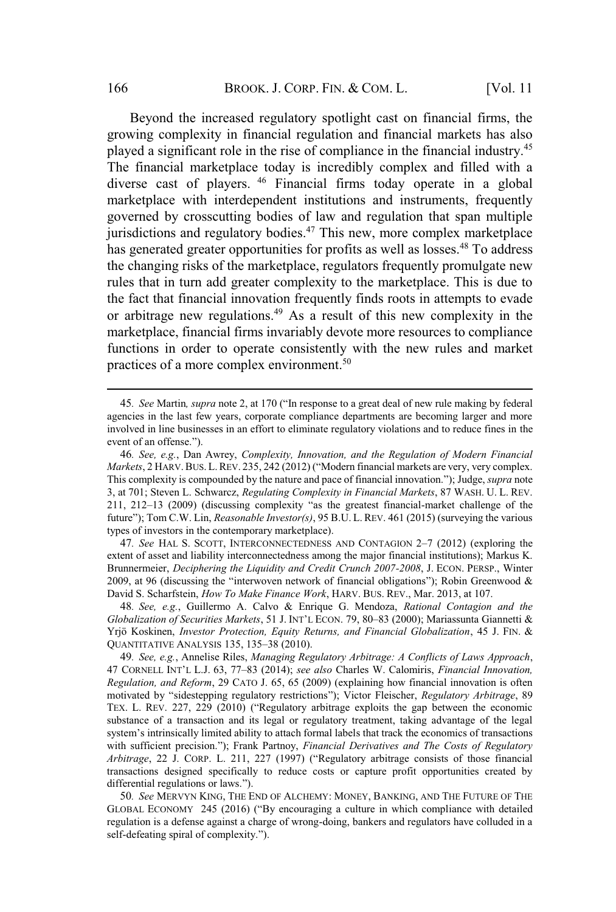Beyond the increased regulatory spotlight cast on financial firms, the growing complexity in financial regulation and financial markets has also played a significant role in the rise of compliance in the financial industry.[45] The financial marketplace today is incredibly complex and filled with a diverse cast of players.[46] Financial firms today operate in a global marketplace with interdependent institutions and instruments, frequently governed by crosscutting bodies of law and regulation that span multiple jurisdictions and regulatory bodies.[47] This new, more complex marketplace has generated greater opportunities for profits as well as losses.[48] To address the changing risks of the marketplace, regulators frequently promulgate new rules that in turn add greater complexity to the marketplace. This is due to the fact that financial innovation frequently finds roots in attempts to evade or arbitrage new regulations.[49] As a result of this new complexity in the marketplace, financial firms invariably devote more resources to compliance functions in order to operate consistently with the new rules and market practices of a more complex environment.[50]

---

45. *See* Martin*, supra* note 2, at 170 ("In response to a great deal of new rule making by federal agencies in the last few years, corporate compliance departments are becoming larger and more involved in line businesses in an effort to eliminate regulatory violations and to reduce fines in the event of an offense.").

46. *See, e.g.*, Dan Awrey, *Complexity, Innovation, and the Regulation of Modern Financial Markets*, 2 HARV. BUS. L. REV. 235, 242 (2012) ("Modern financial markets are very, very complex. This complexity is compounded by the nature and pace of financial innovation."); Judge, *supra* note 3, at 701; Steven L. Schwarcz, *Regulating Complexity in Financial Markets*, 87 WASH. U. L. REV. 211, 212–13 (2009) (discussing complexity "as the greatest financial-market challenge of the future"); Tom C.W. Lin, *Reasonable Investor(s)*, 95 B.U. L. REV. 461 (2015) (surveying the various types of investors in the contemporary marketplace).

47. *See* HAL S. SCOTT, INTERCONNECTEDNESS AND CONTAGION 2–7 (2012) (exploring the extent of asset and liability interconnectedness among the major financial institutions); Markus K. Brunnermeier, *Deciphering the Liquidity and Credit Crunch 2007-2008*, J. ECON. PERSP., Winter 2009, at 96 (discussing the "interwoven network of financial obligations"); Robin Greenwood & David S. Scharfstein, *How To Make Finance Work*, HARV. BUS. REV., Mar. 2013, at 107.

48. *See, e.g.*, Guillermo A. Calvo & Enrique G. Mendoza, *Rational Contagion and the Globalization of Securities Markets*, 51 J. INT'L ECON. 79, 80–83 (2000); Mariassunta Giannetti & Yrjö Koskinen, *Investor Protection, Equity Returns, and Financial Globalization*, 45 J. FIN. & QUANTITATIVE ANALYSIS 135, 135–38 (2010).

49. *See, e.g.*, Annelise Riles, *Managing Regulatory Arbitrage: A Conflicts of Laws Approach*, 47 CORNELL INT'L L.J. 63, 77–83 (2014); *see also* Charles W. Calomiris, *Financial Innovation, Regulation, and Reform*, 29 CATO J. 65, 65 (2009) (explaining how financial innovation is often motivated by "sidestepping regulatory restrictions"); Victor Fleischer, *Regulatory Arbitrage*, 89 TEX. L. REV. 227, 229 (2010) ("Regulatory arbitrage exploits the gap between the economic substance of a transaction and its legal or regulatory treatment, taking advantage of the legal system's intrinsically limited ability to attach formal labels that track the economics of transactions with sufficient precision."); Frank Partnoy, *Financial Derivatives and The Costs of Regulatory Arbitrage*, 22 J. CORP. L. 211, 227 (1997) ("Regulatory arbitrage consists of those financial transactions designed specifically to reduce costs or capture profit opportunities created by differential regulations or laws.").

50. *See* MERVYN KING, THE END OF ALCHEMY: MONEY, BANKING, AND THE FUTURE OF THE GLOBAL ECONOMY 245 (2016) ("By encouraging a culture in which compliance with detailed regulation is a defense against a charge of wrong-doing, bankers and regulators have colluded in a self-defeating spiral of complexity.").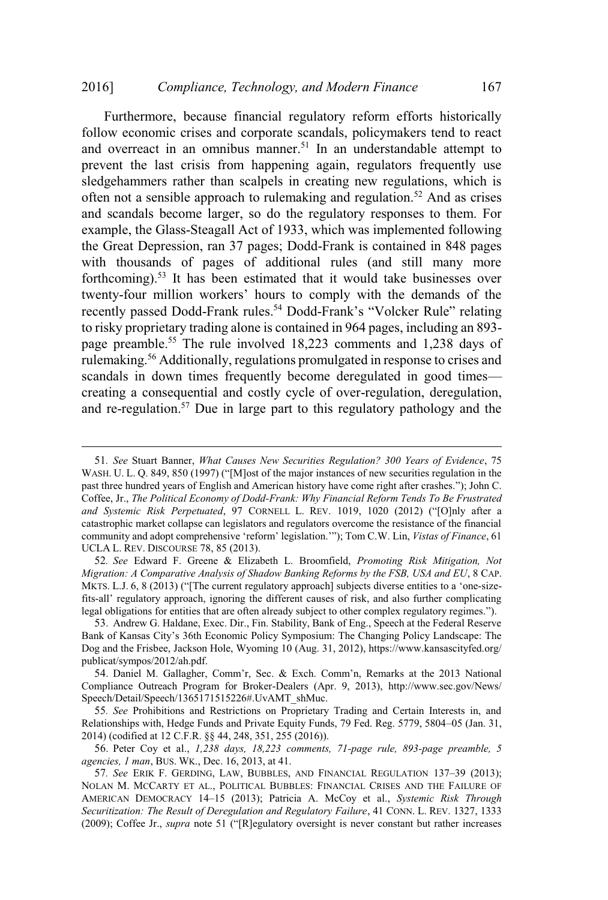Furthermore, because financial regulatory reform efforts historically follow economic crises and corporate scandals, policymakers tend to react and overreact in an omnibus manner.[51] In an understandable attempt to prevent the last crisis from happening again, regulators frequently use sledgehammers rather than scalpels in creating new regulations, which is often not a sensible approach to rulemaking and regulation.[52] And as crises and scandals become larger, so do the regulatory responses to them. For example, the Glass-Steagall Act of 1933, which was implemented following the Great Depression, ran 37 pages; Dodd-Frank is contained in 848 pages with thousands of pages of additional rules (and still many more forthcoming).[53] It has been estimated that it would take businesses over twenty-four million workers' hours to comply with the demands of the recently passed Dodd-Frank rules.[54] Dodd-Frank's "Volcker Rule" relating to risky proprietary trading alone is contained in 964 pages, including an 893-page preamble.[55] The rule involved 18,223 comments and 1,238 days of rulemaking.[56] Additionally, regulations promulgated in response to crises and scandals in down times frequently become deregulated in good times—creating a consequential and costly cycle of over-regulation, deregulation, and re-regulation.[57] Due in large part to this regulatory pathology and the

---

51. *See* Stuart Banner, *What Causes New Securities Regulation? 300 Years of Evidence*, 75 WASH. U. L. Q. 849, 850 (1997) ("[M]ost of the major instances of new securities regulation in the past three hundred years of English and American history have come right after crashes."); John C. Coffee, Jr., *The Political Economy of Dodd-Frank: Why Financial Reform Tends To Be Frustrated and Systemic Risk Perpetuated*, 97 CORNELL L. REV. 1019, 1020 (2012) ("[O]nly after a catastrophic market collapse can legislators and regulators overcome the resistance of the financial community and adopt comprehensive 'reform' legislation.'"); Tom C.W. Lin, *Vistas of Finance*, 61 UCLA L. REV. DISCOURSE 78, 85 (2013).

52. *See* Edward F. Greene & Elizabeth L. Broomfield, *Promoting Risk Mitigation, Not Migration: A Comparative Analysis of Shadow Banking Reforms by the FSB, USA and EU*, 8 CAP. MKTS. L.J. 6, 8 (2013) ("[The current regulatory approach] subjects diverse entities to a 'one-size-fits-all' regulatory approach, ignoring the different causes of risk, and also further complicating legal obligations for entities that are often already subject to other complex regulatory regimes.").

53. Andrew G. Haldane, Exec. Dir., Fin. Stability, Bank of Eng., Speech at the Federal Reserve Bank of Kansas City's 36th Economic Policy Symposium: The Changing Policy Landscape: The Dog and the Frisbee, Jackson Hole, Wyoming 10 (Aug. 31, 2012), https://www.kansascityfed.org/publicat/sympos/2012/ah.pdf.

54. Daniel M. Gallagher, Comm'r, Sec. & Exch. Comm'n, Remarks at the 2013 National Compliance Outreach Program for Broker-Dealers (Apr. 9, 2013), http://www.sec.gov/News/Speech/Detail/Speech/1365171515226#.UvAMT_shMuc.

55. *See* Prohibitions and Restrictions on Proprietary Trading and Certain Interests in, and Relationships with, Hedge Funds and Private Equity Funds, 79 Fed. Reg. 5779, 5804–05 (Jan. 31, 2014) (codified at 12 C.F.R. §§ 44, 248, 351, 255 (2016)).

56. Peter Coy et al., *1,238 days, 18,223 comments, 71-page rule, 893-page preamble, 5 agencies, 1 man*, BUS. WK., Dec. 16, 2013, at 41.

57. *See* ERIK F. GERDING, LAW, BUBBLES, AND FINANCIAL REGULATION 137–39 (2013); NOLAN M. MCCARTY ET AL., POLITICAL BUBBLES: FINANCIAL CRISES AND THE FAILURE OF AMERICAN DEMOCRACY 14–15 (2013); Patricia A. McCoy et al., *Systemic Risk Through Securitization: The Result of Deregulation and Regulatory Failure*, 41 CONN. L. REV. 1327, 1333 (2009); Coffee Jr., *supra* note 51 ("[R]egulatory oversight is never constant but rather increases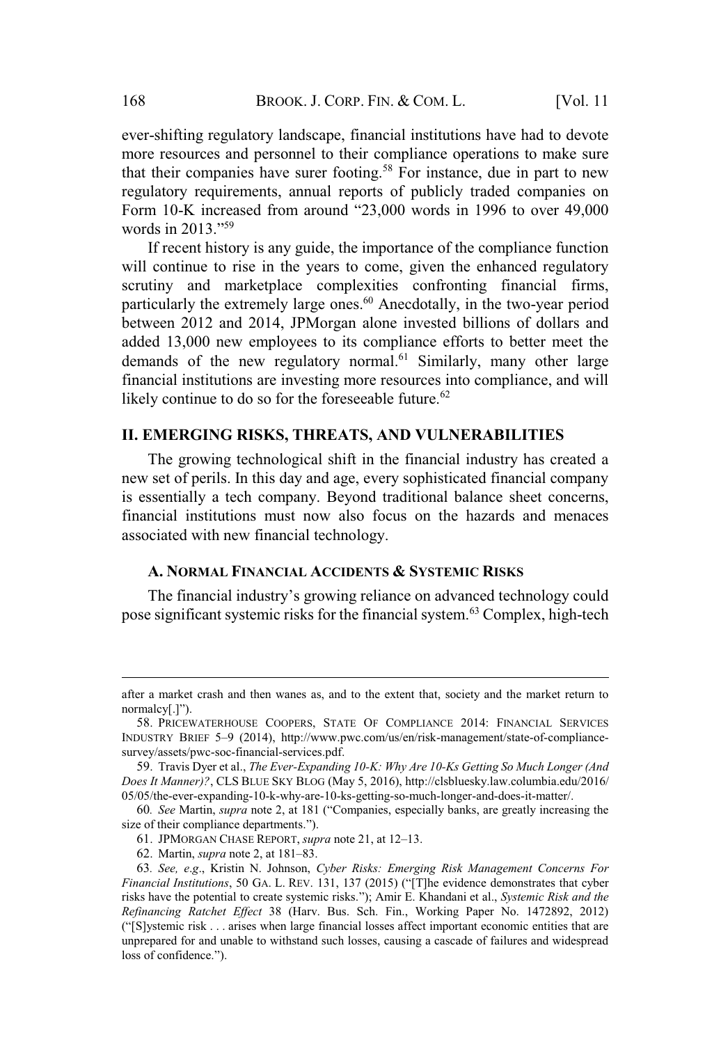ever-shifting regulatory landscape, financial institutions have had to devote more resources and personnel to their compliance operations to make sure that their companies have surer footing.[58] For instance, due in part to new regulatory requirements, annual reports of publicly traded companies on Form 10-K increased from around "23,000 words in 1996 to over 49,000 words in 2013."[59]

If recent history is any guide, the importance of the compliance function will continue to rise in the years to come, given the enhanced regulatory scrutiny and marketplace complexities confronting financial firms, particularly the extremely large ones.[60] Anecdotally, in the two-year period between 2012 and 2014, JPMorgan alone invested billions of dollars and added 13,000 new employees to its compliance efforts to better meet the demands of the new regulatory normal.[61] Similarly, many other large financial institutions are investing more resources into compliance, and will likely continue to do so for the foreseeable future.[62]

## II. EMERGING RISKS, THREATS, AND VULNERABILITIES

The growing technological shift in the financial industry has created a new set of perils. In this day and age, every sophisticated financial company is essentially a tech company. Beyond traditional balance sheet concerns, financial institutions must now also focus on the hazards and menaces associated with new financial technology.

### A. NORMAL FINANCIAL ACCIDENTS & SYSTEMIC RISKS

The financial industry's growing reliance on advanced technology could pose significant systemic risks for the financial system.[63] Complex, high-tech

---

after a market crash and then wanes as, and to the extent that, society and the market return to normalcy[.]").

58. PRICEWATERHOUSE COOPERS, STATE OF COMPLIANCE 2014: FINANCIAL SERVICES INDUSTRY BRIEF 5–9 (2014), http://www.pwc.com/us/en/risk-management/state-of-compliance-survey/assets/pwc-soc-financial-services.pdf.

59. Travis Dyer et al., *The Ever-Expanding 10-K: Why Are 10-Ks Getting So Much Longer (And Does It Manner)?*, CLS BLUE SKY BLOG (May 5, 2016), http://clsbluesky.law.columbia.edu/2016/05/05/the-ever-expanding-10-k-why-are-10-ks-getting-so-much-longer-and-does-it-matter/.

60. *See* Martin, *supra* note 2, at 181 ("Companies, especially banks, are greatly increasing the size of their compliance departments.").

61. JPMORGAN CHASE REPORT, *supra* note 21, at 12–13.

62. Martin, *supra* note 2, at 181–83.

63. *See, e.g.*, Kristin N. Johnson, *Cyber Risks: Emerging Risk Management Concerns For Financial Institutions*, 50 GA. L. REV. 131, 137 (2015) ("[T]he evidence demonstrates that cyber risks have the potential to create systemic risks."); Amir E. Khandani et al., *Systemic Risk and the Refinancing Ratchet Effect* 38 (Harv. Bus. Sch. Fin., Working Paper No. 1472892, 2012) ("[S]ystemic risk . . . arises when large financial losses affect important economic entities that are unprepared for and unable to withstand such losses, causing a cascade of failures and widespread loss of confidence.").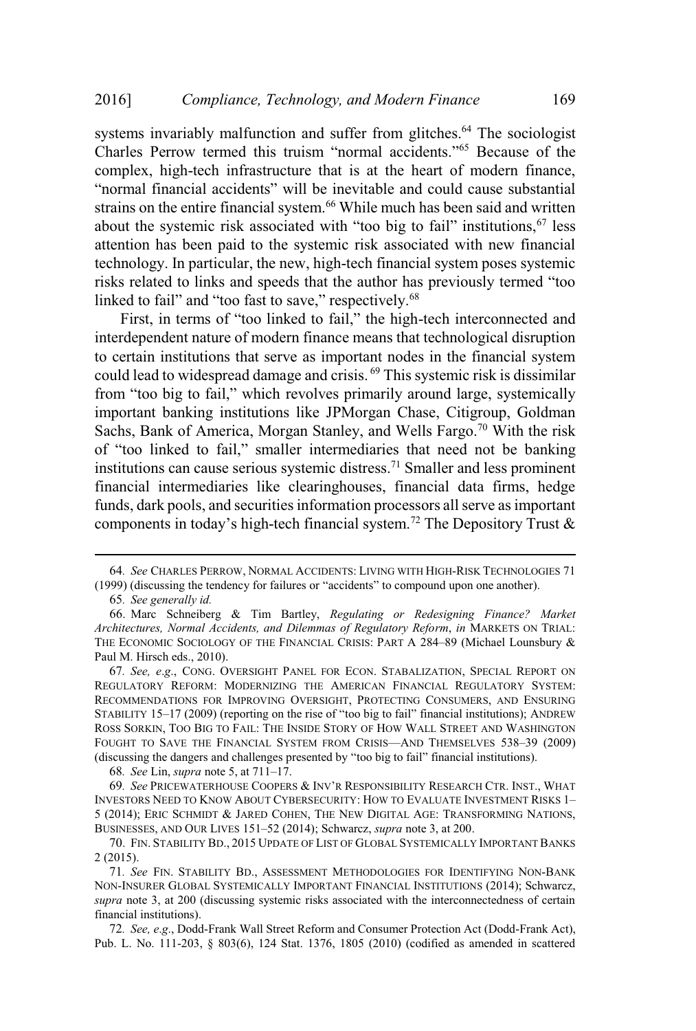systems invariably malfunction and suffer from glitches.[64] The sociologist Charles Perrow termed this truism "normal accidents."[65] Because of the complex, high-tech infrastructure that is at the heart of modern finance, "normal financial accidents" will be inevitable and could cause substantial strains on the entire financial system.[66] While much has been said and written about the systemic risk associated with "too big to fail" institutions,[67] less attention has been paid to the systemic risk associated with new financial technology. In particular, the new, high-tech financial system poses systemic risks related to links and speeds that the author has previously termed "too linked to fail" and "too fast to save," respectively.[68]

First, in terms of "too linked to fail," the high-tech interconnected and interdependent nature of modern finance means that technological disruption to certain institutions that serve as important nodes in the financial system could lead to widespread damage and crisis.[69] This systemic risk is dissimilar from "too big to fail," which revolves primarily around large, systemically important banking institutions like JPMorgan Chase, Citigroup, Goldman Sachs, Bank of America, Morgan Stanley, and Wells Fargo.[70] With the risk of "too linked to fail," smaller intermediaries that need not be banking institutions can cause serious systemic distress.[71] Smaller and less prominent financial intermediaries like clearinghouses, financial data firms, hedge funds, dark pools, and securities information processors all serve as important components in today's high-tech financial system.[72] The Depository Trust &

---

64. *See* CHARLES PERROW, NORMAL ACCIDENTS: LIVING WITH HIGH-RISK TECHNOLOGIES 71 (1999) (discussing the tendency for failures or "accidents" to compound upon one another).

65. *See generally id.*

66. Marc Schneiberg & Tim Bartley, *Regulating or Redesigning Finance? Market Architectures, Normal Accidents, and Dilemmas of Regulatory Reform*, *in* MARKETS ON TRIAL: THE ECONOMIC SOCIOLOGY OF THE FINANCIAL CRISIS: PART A 284–89 (Michael Lounsbury & Paul M. Hirsch eds., 2010).

67. *See, e.g.*, CONG. OVERSIGHT PANEL FOR ECON. STABALIZATION, SPECIAL REPORT ON REGULATORY REFORM: MODERNIZING THE AMERICAN FINANCIAL REGULATORY SYSTEM: RECOMMENDATIONS FOR IMPROVING OVERSIGHT, PROTECTING CONSUMERS, AND ENSURING STABILITY 15–17 (2009) (reporting on the rise of "too big to fail" financial institutions); ANDREW ROSS SORKIN, TOO BIG TO FAIL: THE INSIDE STORY OF HOW WALL STREET AND WASHINGTON FOUGHT TO SAVE THE FINANCIAL SYSTEM FROM CRISIS—AND THEMSELVES 538–39 (2009) (discussing the dangers and challenges presented by "too big to fail" financial institutions).

68. *See* Lin, *supra* note 5, at 711–17.

69. *See* PRICEWATERHOUSE COOPERS & INV'R RESPONSIBILITY RESEARCH CTR. INST., WHAT INVESTORS NEED TO KNOW ABOUT CYBERSECURITY: HOW TO EVALUATE INVESTMENT RISKS 1–5 (2014); ERIC SCHMIDT & JARED COHEN, THE NEW DIGITAL AGE: TRANSFORMING NATIONS, BUSINESSES, AND OUR LIVES 151–52 (2014); Schwarcz, *supra* note 3, at 200.

70. FIN. STABILITY BD., 2015 UPDATE OF LIST OF GLOBAL SYSTEMICALLY IMPORTANT BANKS 2 (2015).

71. *See* FIN. STABILITY BD., ASSESSMENT METHODOLOGIES FOR IDENTIFYING NON-BANK NON-INSURER GLOBAL SYSTEMICALLY IMPORTANT FINANCIAL INSTITUTIONS (2014); Schwarcz, *supra* note 3, at 200 (discussing systemic risks associated with the interconnectedness of certain financial institutions).

72. *See, e.g.*, Dodd-Frank Wall Street Reform and Consumer Protection Act (Dodd-Frank Act), Pub. L. No. 111-203, § 803(6), 124 Stat. 1376, 1805 (2010) (codified as amended in scattered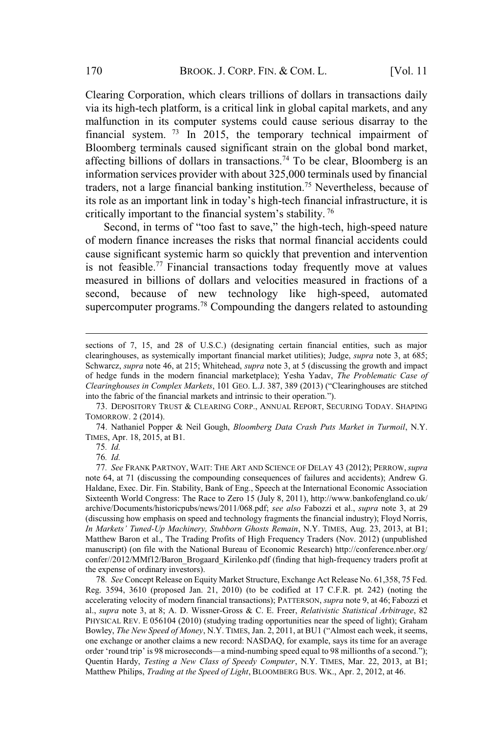Clearing Corporation, which clears trillions of dollars in transactions daily via its high-tech platform, is a critical link in global capital markets, and any malfunction in its computer systems could cause serious disarray to the financial system.[73] In 2015, the temporary technical impairment of Bloomberg terminals caused significant strain on the global bond market, affecting billions of dollars in transactions.[74] To be clear, Bloomberg is an information services provider with about 325,000 terminals used by financial traders, not a large financial banking institution.[75] Nevertheless, because of its role as an important link in today's high-tech financial infrastructure, it is critically important to the financial system's stability.[76]

Second, in terms of "too fast to save," the high-tech, high-speed nature of modern finance increases the risks that normal financial accidents could cause significant systemic harm so quickly that prevention and intervention is not feasible.[77] Financial transactions today frequently move at values measured in billions of dollars and velocities measured in fractions of a second, because of new technology like high-speed, automated supercomputer programs.[78] Compounding the dangers related to astounding

---

sections of 7, 15, and 28 of U.S.C.) (designating certain financial entities, such as major clearinghouses, as systemically important financial market utilities); Judge, *supra* note 3, at 685; Schwarcz, *supra* note 46, at 215; Whitehead, *supra* note 3, at 5 (discussing the growth and impact of hedge funds in the modern financial marketplace); Yesha Yadav, *The Problematic Case of Clearinghouses in Complex Markets*, 101 GEO. L.J. 387, 389 (2013) ("Clearinghouses are stitched into the fabric of the financial markets and intrinsic to their operation.").

73. DEPOSITORY TRUST & CLEARING CORP., ANNUAL REPORT, SECURING TODAY. SHAPING TOMORROW. 2 (2014).

74. Nathaniel Popper & Neil Gough, *Bloomberg Data Crash Puts Market in Turmoil*, N.Y. TIMES, Apr. 18, 2015, at B1.

75. *Id.*

76. *Id.*

77. *See* FRANK PARTNOY, WAIT: THE ART AND SCIENCE OF DELAY 43 (2012); PERROW, *supra* note 64, at 71 (discussing the compounding consequences of failures and accidents); Andrew G. Haldane, Exec. Dir. Fin. Stability, Bank of Eng., Speech at the International Economic Association Sixteenth World Congress: The Race to Zero 15 (July 8, 2011), http://www.bankofengland.co.uk/archive/Documents/historicpubs/news/2011/068.pdf; *see also* Fabozzi et al., *supra* note 3, at 29 (discussing how emphasis on speed and technology fragments the financial industry); Floyd Norris, *In Markets' Tuned-Up Machinery, Stubborn Ghosts Remain*, N.Y. TIMES, Aug. 23, 2013, at B1; Matthew Baron et al., The Trading Profits of High Frequency Traders (Nov. 2012) (unpublished manuscript) (on file with the National Bureau of Economic Research) http://conference.nber.org/confer//2012/MMf12/Baron_Brogaard_Kirilenko.pdf (finding that high-frequency traders profit at the expense of ordinary investors).

78. *See* Concept Release on Equity Market Structure, Exchange Act Release No. 61,358, 75 Fed. Reg. 3594, 3610 (proposed Jan. 21, 2010) (to be codified at 17 C.F.R. pt. 242) (noting the accelerating velocity of modern financial transactions); PATTERSON, *supra* note 9, at 46; Fabozzi et al., *supra* note 3, at 8; A. D. Wissner-Gross & C. E. Freer, *Relativistic Statistical Arbitrage*, 82 PHYSICAL REV. E 056104 (2010) (studying trading opportunities near the speed of light); Graham Bowley, *The New Speed of Money*, N.Y. TIMES, Jan. 2, 2011, at BU1 ("Almost each week, it seems, one exchange or another claims a new record: NASDAQ, for example, says its time for an average order 'round trip' is 98 microseconds—a mind-numbing speed equal to 98 millionths of a second."); Quentin Hardy, *Testing a New Class of Speedy Computer*, N.Y. TIMES, Mar. 22, 2013, at B1; Matthew Philips, *Trading at the Speed of Light*, BLOOMBERG BUS. WK., Apr. 2, 2012, at 46.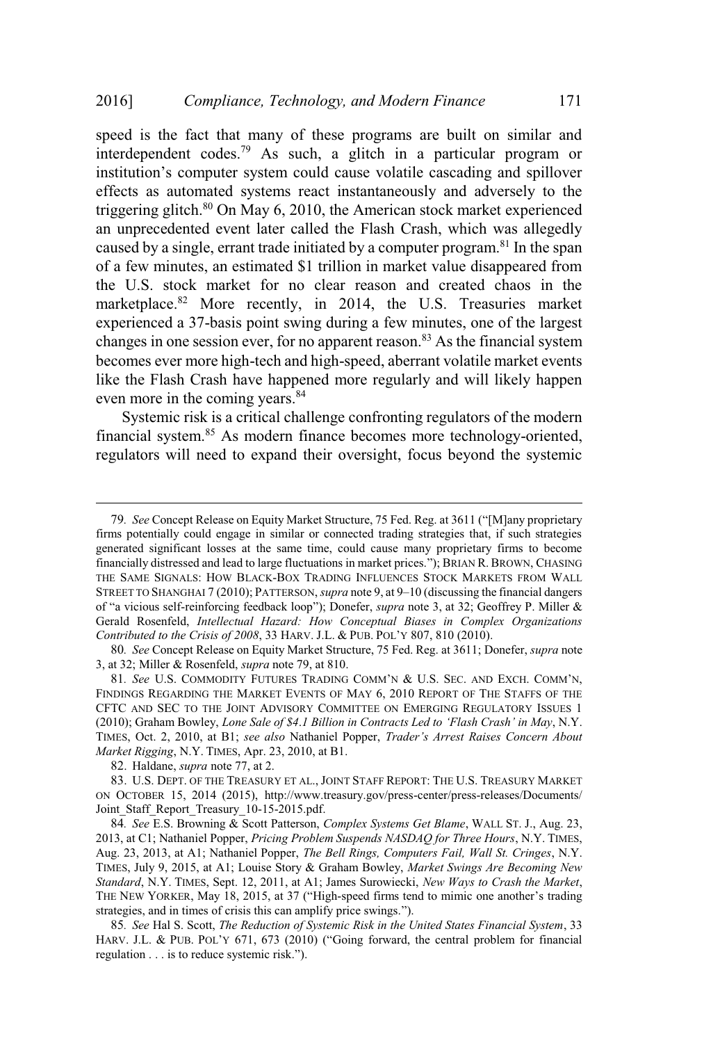speed is the fact that many of these programs are built on similar and interdependent codes.[79] As such, a glitch in a particular program or institution's computer system could cause volatile cascading and spillover effects as automated systems react instantaneously and adversely to the triggering glitch.[80] On May 6, 2010, the American stock market experienced an unprecedented event later called the Flash Crash, which was allegedly caused by a single, errant trade initiated by a computer program.[81] In the span of a few minutes, an estimated $1 trillion in market value disappeared from the U.S. stock market for no clear reason and created chaos in the marketplace.[82] More recently, in 2014, the U.S. Treasuries market experienced a 37-basis point swing during a few minutes, one of the largest changes in one session ever, for no apparent reason.[83] As the financial system becomes ever more high-tech and high-speed, aberrant volatile market events like the Flash Crash have happened more regularly and will likely happen even more in the coming years.[84]

Systemic risk is a critical challenge confronting regulators of the modern financial system.[85] As modern finance becomes more technology-oriented, regulators will need to expand their oversight, focus beyond the systemic

---

79. *See* Concept Release on Equity Market Structure, 75 Fed. Reg. at 3611 ("[M]any proprietary firms potentially could engage in similar or connected trading strategies that, if such strategies generated significant losses at the same time, could cause many proprietary firms to become financially distressed and lead to large fluctuations in market prices."); BRIAN R. BROWN, CHASING THE SAME SIGNALS: HOW BLACK-BOX TRADING INFLUENCES STOCK MARKETS FROM WALL STREET TO SHANGHAI 7 (2010); PATTERSON, *supra* note 9, at 9–10 (discussing the financial dangers of "a vicious self-reinforcing feedback loop"); Donefer, *supra* note 3, at 32; Geoffrey P. Miller & Gerald Rosenfeld, *Intellectual Hazard: How Conceptual Biases in Complex Organizations Contributed to the Crisis of 2008*, 33 HARV. J.L. & PUB. POL'Y 807, 810 (2010).

80. *See* Concept Release on Equity Market Structure, 75 Fed. Reg. at 3611; Donefer, *supra* note 3, at 32; Miller & Rosenfeld, *supra* note 79, at 810.

81. *See* U.S. COMMODITY FUTURES TRADING COMM'N & U.S. SEC. AND EXCH. COMM'N, FINDINGS REGARDING THE MARKET EVENTS OF MAY 6, 2010 REPORT OF THE STAFFS OF THE CFTC AND SEC TO THE JOINT ADVISORY COMMITTEE ON EMERGING REGULATORY ISSUES 1 (2010); Graham Bowley, *Lone Sale of $4.1 Billion in Contracts Led to 'Flash Crash' in May*, N.Y. TIMES, Oct. 2, 2010, at B1; *see also* Nathaniel Popper, *Trader's Arrest Raises Concern About Market Rigging*, N.Y. TIMES, Apr. 23, 2010, at B1.

82. Haldane, *supra* note 77, at 2.

83. U.S. DEPT. OF THE TREASURY ET AL., JOINT STAFF REPORT: THE U.S. TREASURY MARKET ON OCTOBER 15, 2014 (2015), http://www.treasury.gov/press-center/press-releases/Documents/Joint_Staff_Report_Treasury_10-15-2015.pdf.

84. *See* E.S. Browning & Scott Patterson, *Complex Systems Get Blame*, WALL ST. J., Aug. 23, 2013, at C1; Nathaniel Popper, *Pricing Problem Suspends NASDAQ for Three Hours*, N.Y. TIMES, Aug. 23, 2013, at A1; Nathaniel Popper, *The Bell Rings, Computers Fail, Wall St. Cringes*, N.Y. TIMES, July 9, 2015, at A1; Louise Story & Graham Bowley, *Market Swings Are Becoming New Standard*, N.Y. TIMES, Sept. 12, 2011, at A1; James Surowiecki, *New Ways to Crash the Market*, THE NEW YORKER, May 18, 2015, at 37 ("High-speed firms tend to mimic one another's trading strategies, and in times of crisis this can amplify price swings.").

85. *See* Hal S. Scott, *The Reduction of Systemic Risk in the United States Financial System*, 33 HARV. J.L. & PUB. POL'Y 671, 673 (2010) ("Going forward, the central problem for financial regulation . . . is to reduce systemic risk.").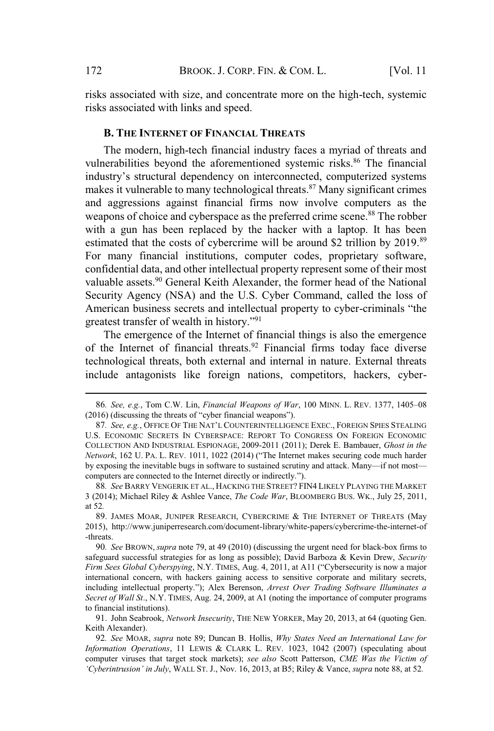risks associated with size, and concentrate more on the high-tech, systemic risks associated with links and speed.

### B. The Internet of Financial Threats

The modern, high-tech financial industry faces a myriad of threats and vulnerabilities beyond the aforementioned systemic risks.[86] The financial industry's structural dependency on interconnected, computerized systems makes it vulnerable to many technological threats.[87] Many significant crimes and aggressions against financial firms now involve computers as the weapons of choice and cyberspace as the preferred crime scene.[88] The robber with a gun has been replaced by the hacker with a laptop. It has been estimated that the costs of cybercrime will be around $2 trillion by 2019.[89] For many financial institutions, computer codes, proprietary software, confidential data, and other intellectual property represent some of their most valuable assets.[90] General Keith Alexander, the former head of the National Security Agency (NSA) and the U.S. Cyber Command, called the loss of American business secrets and intellectual property to cyber-criminals "the greatest transfer of wealth in history."[91]

The emergence of the Internet of financial things is also the emergence of the Internet of financial threats.[92] Financial firms today face diverse technological threats, both external and internal in nature. External threats include antagonists like foreign nations, competitors, hackers, cyber-

---

86. *See, e.g.*, Tom C.W. Lin, *Financial Weapons of War*, 100 MINN. L. REV. 1377, 1405–08 (2016) (discussing the threats of "cyber financial weapons").

87. *See, e.g.*, OFFICE OF THE NAT'L COUNTERINTELLIGENCE EXEC., FOREIGN SPIES STEALING U.S. ECONOMIC SECRETS IN CYBERSPACE: REPORT TO CONGRESS ON FOREIGN ECONOMIC COLLECTION AND INDUSTRIAL ESPIONAGE, 2009-2011 (2011); Derek E. Bambauer, *Ghost in the Network*, 162 U. PA. L. REV. 1011, 1022 (2014) ("The Internet makes securing code much harder by exposing the inevitable bugs in software to sustained scrutiny and attack. Many—if not most—computers are connected to the Internet directly or indirectly.").

88. *See* BARRY VENGERIK ET AL., HACKING THE STREET? FIN4 LIKELY PLAYING THE MARKET 3 (2014); Michael Riley & Ashlee Vance, *The Code War*, BLOOMBERG BUS. WK., July 25, 2011, at 52.

89. JAMES MOAR, JUNIPER RESEARCH, CYBERCRIME & THE INTERNET OF THREATS (May 2015), http://www.juniperresearch.com/document-library/white-papers/cybercrime-the-internet-of-threats.

90. *See* BROWN, *supra* note 79, at 49 (2010) (discussing the urgent need for black-box firms to safeguard successful strategies for as long as possible); David Barboza & Kevin Drew, *Security Firm Sees Global Cyberspying*, N.Y. TIMES, Aug. 4, 2011, at A11 ("Cybersecurity is now a major international concern, with hackers gaining access to sensitive corporate and military secrets, including intellectual property."); Alex Berenson, *Arrest Over Trading Software Illuminates a Secret of Wall St*., N.Y. TIMES, Aug. 24, 2009, at A1 (noting the importance of computer programs to financial institutions).

91. John Seabrook, *Network Insecurity*, THE NEW YORKER, May 20, 2013, at 64 (quoting Gen. Keith Alexander).

92. *See* MOAR, *supra* note 89; Duncan B. Hollis, *Why States Need an International Law for Information Operations*, 11 LEWIS & CLARK L. REV. 1023, 1042 (2007) (speculating about computer viruses that target stock markets); *see also* Scott Patterson, *CME Was the Victim of 'Cyberintrusion' in July*, WALL ST. J., Nov. 16, 2013, at B5; Riley & Vance, *supra* note 88, at 52.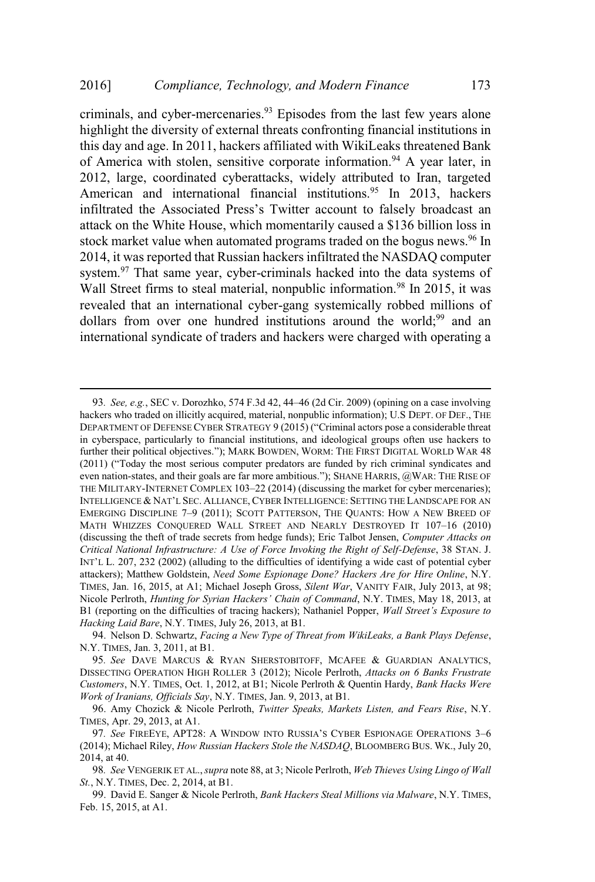criminals, and cyber-mercenaries.[93] Episodes from the last few years alone highlight the diversity of external threats confronting financial institutions in this day and age. In 2011, hackers affiliated with WikiLeaks threatened Bank of America with stolen, sensitive corporate information.[94] A year later, in 2012, large, coordinated cyberattacks, widely attributed to Iran, targeted American and international financial institutions.[95] In 2013, hackers infiltrated the Associated Press's Twitter account to falsely broadcast an attack on the White House, which momentarily caused a $136 billion loss in stock market value when automated programs traded on the bogus news.[96] In 2014, it was reported that Russian hackers infiltrated the NASDAQ computer system.[97] That same year, cyber-criminals hacked into the data systems of Wall Street firms to steal material, nonpublic information.[98] In 2015, it was revealed that an international cyber-gang systemically robbed millions of dollars from over one hundred institutions around the world;[99] and an international syndicate of traders and hackers were charged with operating a

---

93. *See, e.g.*, SEC v. Dorozhko, 574 F.3d 42, 44–46 (2d Cir. 2009) (opining on a case involving hackers who traded on illicitly acquired, material, nonpublic information); U.S DEPT. OF DEF., THE DEPARTMENT OF DEFENSE CYBER STRATEGY 9 (2015) ("Criminal actors pose a considerable threat in cyberspace, particularly to financial institutions, and ideological groups often use hackers to further their political objectives."); MARK BOWDEN, WORM: THE FIRST DIGITAL WORLD WAR 48 (2011) ("Today the most serious computer predators are funded by rich criminal syndicates and even nation-states, and their goals are far more ambitious."); SHANE HARRIS, @WAR: THE RISE OF THE MILITARY-INTERNET COMPLEX 103–22 (2014) (discussing the market for cyber mercenaries); INTELLIGENCE & NAT'L SEC. ALLIANCE, CYBER INTELLIGENCE: SETTING THE LANDSCAPE FOR AN EMERGING DISCIPLINE 7–9 (2011); SCOTT PATTERSON, THE QUANTS: HOW A NEW BREED OF MATH WHIZZES CONQUERED WALL STREET AND NEARLY DESTROYED IT 107–16 (2010) (discussing the theft of trade secrets from hedge funds); Eric Talbot Jensen, *Computer Attacks on Critical National Infrastructure: A Use of Force Invoking the Right of Self-Defense*, 38 STAN. J. INT'L L. 207, 232 (2002) (alluding to the difficulties of identifying a wide cast of potential cyber attackers); Matthew Goldstein, *Need Some Espionage Done? Hackers Are for Hire Online*, N.Y. TIMES, Jan. 16, 2015, at A1; Michael Joseph Gross, *Silent War*, VANITY FAIR, July 2013, at 98; Nicole Perlroth, *Hunting for Syrian Hackers' Chain of Command*, N.Y. TIMES, May 18, 2013, at B1 (reporting on the difficulties of tracing hackers); Nathaniel Popper, *Wall Street's Exposure to Hacking Laid Bare*, N.Y. TIMES, July 26, 2013, at B1.

94. Nelson D. Schwartz, *Facing a New Type of Threat from WikiLeaks, a Bank Plays Defense*, N.Y. TIMES, Jan. 3, 2011, at B1.

95. *See* DAVE MARCUS & RYAN SHERSTOBITOFF, MCAFEE & GUARDIAN ANALYTICS, DISSECTING OPERATION HIGH ROLLER 3 (2012); Nicole Perlroth, *Attacks on 6 Banks Frustrate Customers*, N.Y. TIMES, Oct. 1, 2012, at B1; Nicole Perlroth & Quentin Hardy, *Bank Hacks Were Work of Iranians, Officials Say*, N.Y. TIMES, Jan. 9, 2013, at B1.

96. Amy Chozick & Nicole Perlroth, *Twitter Speaks, Markets Listen, and Fears Rise*, N.Y. TIMES, Apr. 29, 2013, at A1.

97. *See* FIREEYE, APT28: A WINDOW INTO RUSSIA'S CYBER ESPIONAGE OPERATIONS 3–6 (2014); Michael Riley, *How Russian Hackers Stole the NASDAQ*, BLOOMBERG BUS. WK., July 20, 2014, at 40.

98. *See* VENGERIK ET AL., *supra* note 88, at 3; Nicole Perlroth, *Web Thieves Using Lingo of Wall St.*, N.Y. TIMES, Dec. 2, 2014, at B1.

99. David E. Sanger & Nicole Perlroth, *Bank Hackers Steal Millions via Malware*, N.Y. TIMES, Feb. 15, 2015, at A1.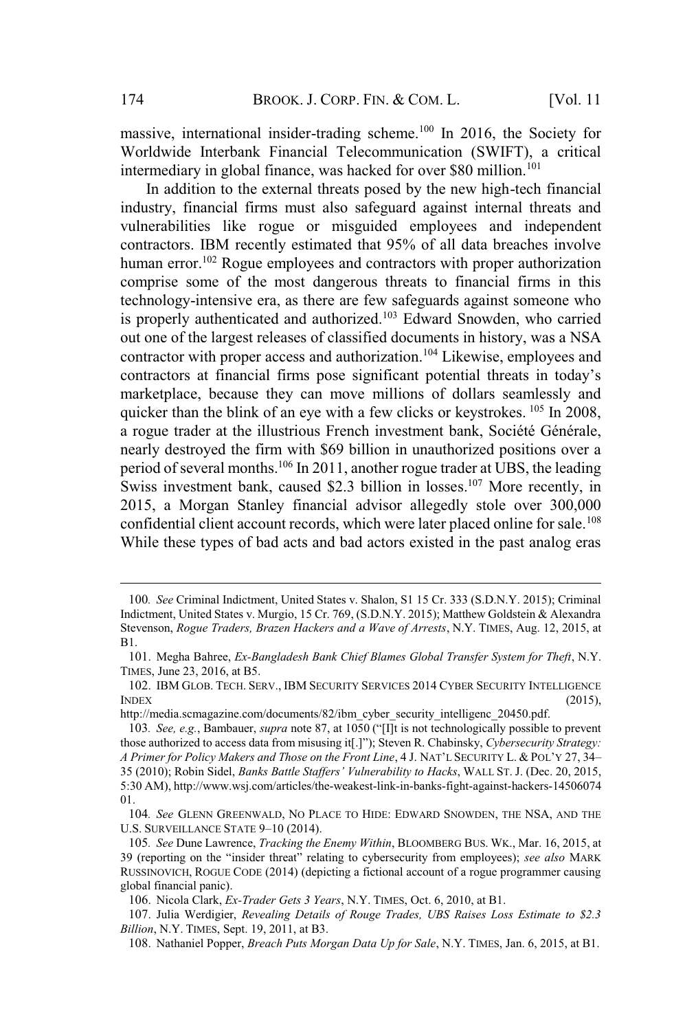massive, international insider-trading scheme.[100] In 2016, the Society for Worldwide Interbank Financial Telecommunication (SWIFT), a critical intermediary in global finance, was hacked for over $80 million.[101]

In addition to the external threats posed by the new high-tech financial industry, financial firms must also safeguard against internal threats and vulnerabilities like rogue or misguided employees and independent contractors. IBM recently estimated that 95% of all data breaches involve human error.[102] Rogue employees and contractors with proper authorization comprise some of the most dangerous threats to financial firms in this technology-intensive era, as there are few safeguards against someone who is properly authenticated and authorized.[103] Edward Snowden, who carried out one of the largest releases of classified documents in history, was a NSA contractor with proper access and authorization.[104] Likewise, employees and contractors at financial firms pose significant potential threats in today's marketplace, because they can move millions of dollars seamlessly and quicker than the blink of an eye with a few clicks or keystrokes. [105] In 2008, a rogue trader at the illustrious French investment bank, Société Générale, nearly destroyed the firm with $69 billion in unauthorized positions over a period of several months.[106] In 2011, another rogue trader at UBS, the leading Swiss investment bank, caused $2.3 billion in losses.[107] More recently, in 2015, a Morgan Stanley financial advisor allegedly stole over 300,000 confidential client account records, which were later placed online for sale.[108] While these types of bad acts and bad actors existed in the past analog eras

---

100. *See* Criminal Indictment, United States v. Shalon, S1 15 Cr. 333 (S.D.N.Y. 2015); Criminal Indictment, United States v. Murgio, 15 Cr. 769, (S.D.N.Y. 2015); Matthew Goldstein & Alexandra Stevenson, *Rogue Traders, Brazen Hackers and a Wave of Arrests*, N.Y. TIMES, Aug. 12, 2015, at B1.

101. Megha Bahree, *Ex-Bangladesh Bank Chief Blames Global Transfer System for Theft*, N.Y. TIMES, June 23, 2016, at B5.

102. IBM GLOB. TECH. SERV., IBM SECURITY SERVICES 2014 CYBER SECURITY INTELLIGENCE INDEX (2015), http://media.scmagazine.com/documents/82/ibm_cyber_security_intelligenc_20450.pdf.

103. *See, e.g.*, Bambauer, *supra* note 87, at 1050 ("[I]t is not technologically possible to prevent those authorized to access data from misusing it[.]"); Steven R. Chabinsky, *Cybersecurity Strategy: A Primer for Policy Makers and Those on the Front Line*, 4 J. NAT'L SECURITY L. & POL'Y 27, 34–35 (2010); Robin Sidel, *Banks Battle Staffers' Vulnerability to Hacks*, WALL ST. J. (Dec. 20, 2015, 5:30 AM), http://www.wsj.com/articles/the-weakest-link-in-banks-fight-against-hackers-1450607401.

104. *See* GLENN GREENWALD, NO PLACE TO HIDE: EDWARD SNOWDEN, THE NSA, AND THE U.S. SURVEILLANCE STATE 9–10 (2014).

105. *See* Dune Lawrence, *Tracking the Enemy Within*, BLOOMBERG BUS. WK., Mar. 16, 2015, at 39 (reporting on the "insider threat" relating to cybersecurity from employees); *see also* MARK RUSSINOVICH, ROGUE CODE (2014) (depicting a fictional account of a rogue programmer causing global financial panic).

106. Nicola Clark, *Ex-Trader Gets 3 Years*, N.Y. TIMES, Oct. 6, 2010, at B1.

107. Julia Werdigier, *Revealing Details of Rouge Trades, UBS Raises Loss Estimate to $2.3 Billion*, N.Y. TIMES, Sept. 19, 2011, at B3.

108. Nathaniel Popper, *Breach Puts Morgan Data Up for Sale*, N.Y. TIMES, Jan. 6, 2015, at B1.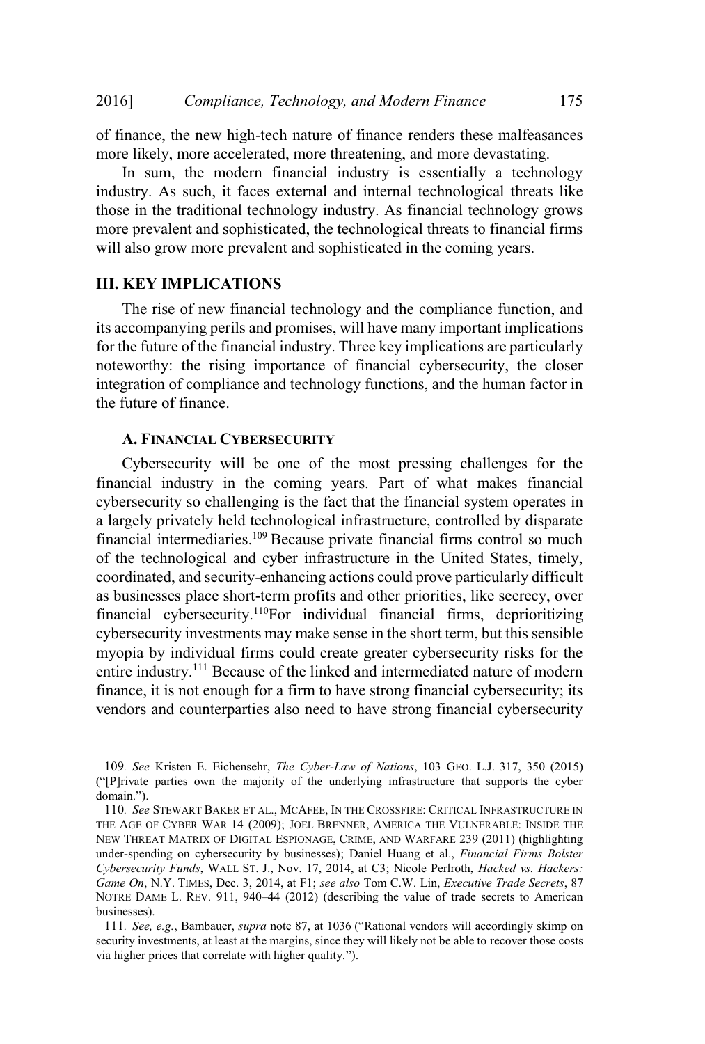of finance, the new high-tech nature of finance renders these malfeasances more likely, more accelerated, more threatening, and more devastating.

In sum, the modern financial industry is essentially a technology industry. As such, it faces external and internal technological threats like those in the traditional technology industry. As financial technology grows more prevalent and sophisticated, the technological threats to financial firms will also grow more prevalent and sophisticated in the coming years.

## III. KEY IMPLICATIONS

The rise of new financial technology and the compliance function, and its accompanying perils and promises, will have many important implications for the future of the financial industry. Three key implications are particularly noteworthy: the rising importance of financial cybersecurity, the closer integration of compliance and technology functions, and the human factor in the future of finance.

### A. FINANCIAL CYBERSECURITY

Cybersecurity will be one of the most pressing challenges for the financial industry in the coming years. Part of what makes financial cybersecurity so challenging is the fact that the financial system operates in a largely privately held technological infrastructure, controlled by disparate financial intermediaries.[109] Because private financial firms control so much of the technological and cyber infrastructure in the United States, timely, coordinated, and security-enhancing actions could prove particularly difficult as businesses place short-term profits and other priorities, like secrecy, over financial cybersecurity.[110] For individual financial firms, deprioritizing cybersecurity investments may make sense in the short term, but this sensible myopia by individual firms could create greater cybersecurity risks for the entire industry.[111] Because of the linked and intermediated nature of modern finance, it is not enough for a firm to have strong financial cybersecurity; its vendors and counterparties also need to have strong financial cybersecurity

---

109. *See* Kristen E. Eichensehr, *The Cyber-Law of Nations*, 103 GEO. L.J. 317, 350 (2015) ("[P]rivate parties own the majority of the underlying infrastructure that supports the cyber domain.").

110. *See* STEWART BAKER ET AL., MCAFEE, IN THE CROSSFIRE: CRITICAL INFRASTRUCTURE IN THE AGE OF CYBER WAR 14 (2009); JOEL BRENNER, AMERICA THE VULNERABLE: INSIDE THE NEW THREAT MATRIX OF DIGITAL ESPIONAGE, CRIME, AND WARFARE 239 (2011) (highlighting under-spending on cybersecurity by businesses); Daniel Huang et al., *Financial Firms Bolster Cybersecurity Funds*, WALL ST. J., Nov. 17, 2014, at C3; Nicole Perlroth, *Hacked vs. Hackers: Game On*, N.Y. TIMES, Dec. 3, 2014, at F1; *see also* Tom C.W. Lin, *Executive Trade Secrets*, 87 NOTRE DAME L. REV. 911, 940–44 (2012) (describing the value of trade secrets to American businesses).

111. *See, e.g.*, Bambauer, *supra* note 87, at 1036 ("Rational vendors will accordingly skimp on security investments, at least at the margins, since they will likely not be able to recover those costs via higher prices that correlate with higher quality.").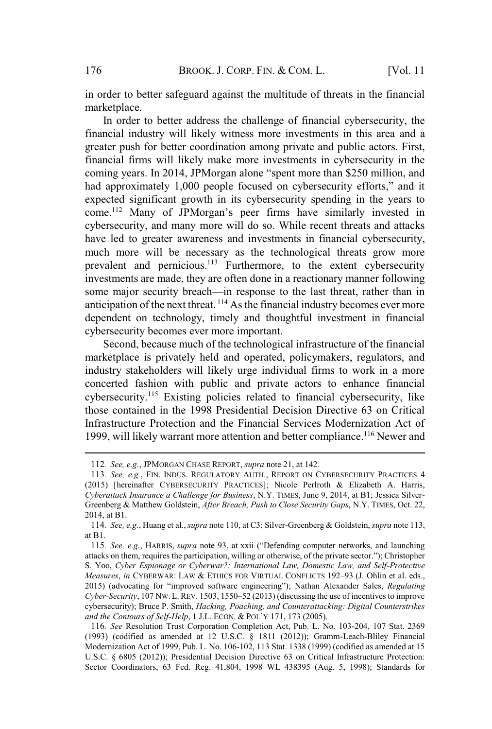in order to better safeguard against the multitude of threats in the financial marketplace.

In order to better address the challenge of financial cybersecurity, the financial industry will likely witness more investments in this area and a greater push for better coordination among private and public actors. First, financial firms will likely make more investments in cybersecurity in the coming years. In 2014, JPMorgan alone "spent more than $250 million, and had approximately 1,000 people focused on cybersecurity efforts," and it expected significant growth in its cybersecurity spending in the years to come.[112] Many of JPMorgan's peer firms have similarly invested in cybersecurity, and many more will do so. While recent threats and attacks have led to greater awareness and investments in financial cybersecurity, much more will be necessary as the technological threats grow more prevalent and pernicious.[113] Furthermore, to the extent cybersecurity investments are made, they are often done in a reactionary manner following some major security breach—in response to the last threat, rather than in anticipation of the next threat.[114] As the financial industry becomes ever more dependent on technology, timely and thoughtful investment in financial cybersecurity becomes ever more important.

Second, because much of the technological infrastructure of the financial marketplace is privately held and operated, policymakers, regulators, and industry stakeholders will likely urge individual firms to work in a more concerted fashion with public and private actors to enhance financial cybersecurity.[115] Existing policies related to financial cybersecurity, like those contained in the 1998 Presidential Decision Directive 63 on Critical Infrastructure Protection and the Financial Services Modernization Act of 1999, will likely warrant more attention and better compliance.[116] Newer and

---

112. *See, e.g.*, JPMORGAN CHASE REPORT, *supra* note 21, at 142.

113. *See, e.g.*, FIN. INDUS. REGULATORY AUTH., REPORT ON CYBERSECURITY PRACTICES 4 (2015) [hereinafter CYBERSECURITY PRACTICES]; Nicole Perlroth & Elizabeth A. Harris, *Cyberattack Insurance a Challenge for Business*, N.Y. TIMES, June 9, 2014, at B1; Jessica Silver-Greenberg & Matthew Goldstein, *After Breach, Push to Close Security Gaps*, N.Y. TIMES, Oct. 22, 2014, at B1.

114. *See, e.g.*, Huang et al., *supra* note 110, at C3; Silver-Greenberg & Goldstein, *supra* note 113, at B1.

115. *See, e.g.*, HARRIS, *supra* note 93, at xxii ("Defending computer networks, and launching attacks on them, requires the participation, willing or otherwise, of the private sector."); Christopher S. Yoo, *Cyber Espionage or Cyberwar?: International Law, Domestic Law, and Self-Protective Measures*, *in* CYBERWAR: LAW & ETHICS FOR VIRTUAL CONFLICTS 192–93 (J. Ohlin et al. eds., 2015) (advocating for "improved software engineering"); Nathan Alexander Sales, *Regulating Cyber-Security*, 107 NW. L. REV. 1503, 1550–52 (2013) (discussing the use of incentives to improve cybersecurity); Bruce P. Smith, *Hacking, Poaching, and Counterattacking: Digital Counterstrikes and the Contours of Self-Help*, 1 J.L. ECON. & POL'Y 171, 173 (2005).

116. *See* Resolution Trust Corporation Completion Act, Pub. L. No. 103-204, 107 Stat. 2369 (1993) (codified as amended at 12 U.S.C. § 1811 (2012)); Gramm-Leach-Bliley Financial Modernization Act of 1999, Pub. L. No. 106-102, 113 Stat. 1338 (1999) (codified as amended at 15 U.S.C. § 6805 (2012)); Presidential Decision Directive 63 on Critical Infrastructure Protection: Sector Coordinators, 63 Fed. Reg. 41,804, 1998 WL 438395 (Aug. 5, 1998); Standards for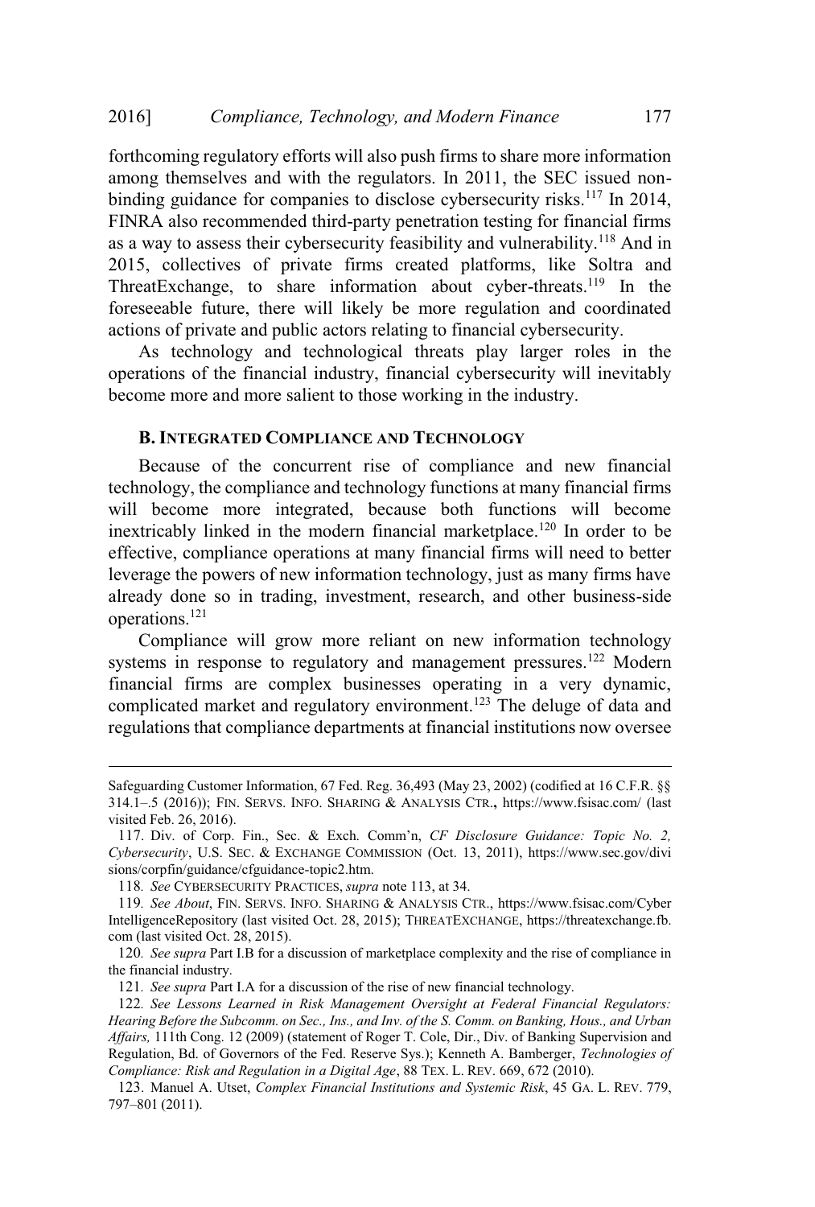forthcoming regulatory efforts will also push firms to share more information among themselves and with the regulators. In 2011, the SEC issued non-binding guidance for companies to disclose cybersecurity risks.[117] In 2014, FINRA also recommended third-party penetration testing for financial firms as a way to assess their cybersecurity feasibility and vulnerability.[118] And in 2015, collectives of private firms created platforms, like Soltra and ThreatExchange, to share information about cyber-threats.[119] In the foreseeable future, there will likely be more regulation and coordinated actions of private and public actors relating to financial cybersecurity.

As technology and technological threats play larger roles in the operations of the financial industry, financial cybersecurity will inevitably become more and more salient to those working in the industry.

### B. Integrated Compliance and Technology

Because of the concurrent rise of compliance and new financial technology, the compliance and technology functions at many financial firms will become more integrated, because both functions will become inextricably linked in the modern financial marketplace.[120] In order to be effective, compliance operations at many financial firms will need to better leverage the powers of new information technology, just as many firms have already done so in trading, investment, research, and other business-side operations.[121]

Compliance will grow more reliant on new information technology systems in response to regulatory and management pressures.[122] Modern financial firms are complex businesses operating in a very dynamic, complicated market and regulatory environment.[123] The deluge of data and regulations that compliance departments at financial institutions now oversee

---

Safeguarding Customer Information, 67 Fed. Reg. 36,493 (May 23, 2002) (codified at 16 C.F.R. §§ 314.1–.5 (2016)); FIN. SERVS. INFO. SHARING & ANALYSIS CTR., https://www.fsisac.com/ (last visited Feb. 26, 2016).

117. Div. of Corp. Fin., Sec. & Exch. Comm'n, *CF Disclosure Guidance: Topic No. 2, Cybersecurity*, U.S. SEC. & EXCHANGE COMMISSION (Oct. 13, 2011), https://www.sec.gov/divisions/corpfin/guidance/cfguidance-topic2.htm.

118. *See* CYBERSECURITY PRACTICES, *supra* note 113, at 34.

119. *See About*, FIN. SERVS. INFO. SHARING & ANALYSIS CTR., https://www.fsisac.com/CyberIntelligenceRepository (last visited Oct. 28, 2015); THREATEXCHANGE, https://threatexchange.fb.com (last visited Oct. 28, 2015).

120. *See supra* Part I.B for a discussion of marketplace complexity and the rise of compliance in the financial industry.

121. *See supra* Part I.A for a discussion of the rise of new financial technology.

122. *See Lessons Learned in Risk Management Oversight at Federal Financial Regulators: Hearing Before the Subcomm. on Sec., Ins., and Inv. of the S. Comm. on Banking, Hous., and Urban Affairs,* 111th Cong. 12 (2009) (statement of Roger T. Cole, Dir., Div. of Banking Supervision and Regulation, Bd. of Governors of the Fed. Reserve Sys.); Kenneth A. Bamberger, *Technologies of Compliance: Risk and Regulation in a Digital Age*, 88 TEX. L. REV. 669, 672 (2010).

123. Manuel A. Utset, *Complex Financial Institutions and Systemic Risk*, 45 GA. L. REV. 779, 797–801 (2011).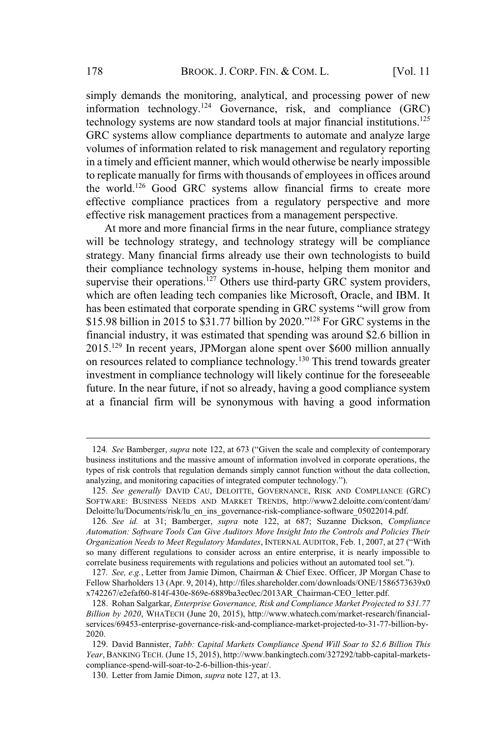simply demands the monitoring, analytical, and processing power of new information technology.[124] Governance, risk, and compliance (GRC) technology systems are now standard tools at major financial institutions.[125] GRC systems allow compliance departments to automate and analyze large volumes of information related to risk management and regulatory reporting in a timely and efficient manner, which would otherwise be nearly impossible to replicate manually for firms with thousands of employees in offices around the world.[126] Good GRC systems allow financial firms to create more effective compliance practices from a regulatory perspective and more effective risk management practices from a management perspective.

At more and more financial firms in the near future, compliance strategy will be technology strategy, and technology strategy will be compliance strategy. Many financial firms already use their own technologists to build their compliance technology systems in-house, helping them monitor and supervise their operations.[127] Others use third-party GRC system providers, which are often leading tech companies like Microsoft, Oracle, and IBM. It has been estimated that corporate spending in GRC systems "will grow from $15.98 billion in 2015 to $31.77 billion by 2020."[128] For GRC systems in the financial industry, it was estimated that spending was around $2.6 billion in 2015.[129] In recent years, JPMorgan alone spent over $600 million annually on resources related to compliance technology.[130] This trend towards greater investment in compliance technology will likely continue for the foreseeable future. In the near future, if not so already, having a good compliance system at a financial firm will be synonymous with having a good information

---

124. *See* Bamberger, *supra* note 122, at 673 ("Given the scale and complexity of contemporary business institutions and the massive amount of information involved in corporate operations, the types of risk controls that regulation demands simply cannot function without the data collection, analyzing, and monitoring capacities of integrated computer technology.").

125. *See generally* DAVID CAU, DELOITTE, GOVERNANCE, RISK AND COMPLIANCE (GRC) SOFTWARE: BUSINESS NEEDS AND MARKET TRENDS, http://www2.deloitte.com/content/dam/Deloitte/lu/Documents/risk/lu_en_ins_governance-risk-compliance-software_05022014.pdf.

126. *See id.* at 31; Bamberger, *supra* note 122, at 687; Suzanne Dickson, *Compliance Automation: Software Tools Can Give Auditors More Insight Into the Controls and Policies Their Organization Needs to Meet Regulatory Mandates*, INTERNAL AUDITOR, Feb. 1, 2007, at 27 ("With so many different regulations to consider across an entire enterprise, it is nearly impossible to correlate business requirements with regulations and policies without an automated tool set.").

127. *See, e.g.*, Letter from Jamie Dimon, Chairman & Chief Exec. Officer, JP Morgan Chase to Fellow Sharholders 13 (Apr. 9, 2014), http://files.shareholder.com/downloads/ONE/1586573639x0x742267/e2efaf60-814f-430e-869e-6889ba3ec0ec/2013AR_Chairman-CEO_letter.pdf.

128. Rohan Salgarkar, *Enterprise Governance, Risk and Compliance Market Projected to $31.77 Billion by 2020*, WHATECH (June 20, 2015), http://www.whatech.com/market-research/financial-services/69453-enterprise-governance-risk-and-compliance-market-projected-to-31-77-billion-by-2020.

129. David Bannister, *Tabb: Capital Markets Compliance Spend Will Soar to $2.6 Billion This Year*, BANKING TECH. (June 15, 2015), http://www.bankingtech.com/327292/tabb-capital-markets-compliance-spend-will-soar-to-2-6-billion-this-year/.

130. Letter from Jamie Dimon, *supra* note 127, at 13.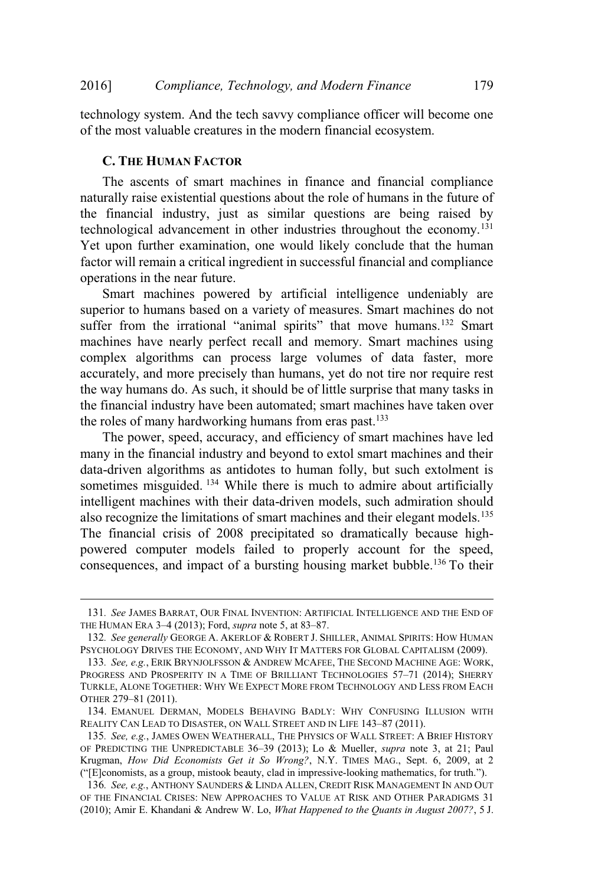technology system. And the tech savvy compliance officer will become one of the most valuable creatures in the modern financial ecosystem.

### C. The Human Factor

The ascents of smart machines in finance and financial compliance naturally raise existential questions about the role of humans in the future of the financial industry, just as similar questions are being raised by technological advancement in other industries throughout the economy.[131] Yet upon further examination, one would likely conclude that the human factor will remain a critical ingredient in successful financial and compliance operations in the near future.

Smart machines powered by artificial intelligence undeniably are superior to humans based on a variety of measures. Smart machines do not suffer from the irrational "animal spirits" that move humans.[132] Smart machines have nearly perfect recall and memory. Smart machines using complex algorithms can process large volumes of data faster, more accurately, and more precisely than humans, yet do not tire nor require rest the way humans do. As such, it should be of little surprise that many tasks in the financial industry have been automated; smart machines have taken over the roles of many hardworking humans from eras past.[133]

The power, speed, accuracy, and efficiency of smart machines have led many in the financial industry and beyond to extol smart machines and their data-driven algorithms as antidotes to human folly, but such extolment is sometimes misguided.[134] While there is much to admire about artificially intelligent machines with their data-driven models, such admiration should also recognize the limitations of smart machines and their elegant models.[135] The financial crisis of 2008 precipitated so dramatically because high-powered computer models failed to properly account for the speed, consequences, and impact of a bursting housing market bubble.[136] To their

---

131. *See* JAMES BARRAT, OUR FINAL INVENTION: ARTIFICIAL INTELLIGENCE AND THE END OF THE HUMAN ERA 3–4 (2013); Ford, *supra* note 5, at 83–87.

132. *See generally* GEORGE A. AKERLOF & ROBERT J. SHILLER, ANIMAL SPIRITS: HOW HUMAN PSYCHOLOGY DRIVES THE ECONOMY, AND WHY IT MATTERS FOR GLOBAL CAPITALISM (2009).

133. *See, e.g.*, ERIK BRYNJOLFSSON & ANDREW MCAFEE, THE SECOND MACHINE AGE: WORK, PROGRESS AND PROSPERITY IN A TIME OF BRILLIANT TECHNOLOGIES 57–71 (2014); SHERRY TURKLE, ALONE TOGETHER: WHY WE EXPECT MORE FROM TECHNOLOGY AND LESS FROM EACH OTHER 279–81 (2011).

134. EMANUEL DERMAN, MODELS BEHAVING BADLY: WHY CONFUSING ILLUSION WITH REALITY CAN LEAD TO DISASTER, ON WALL STREET AND IN LIFE 143–87 (2011).

135. *See, e.g.*, JAMES OWEN WEATHERALL, THE PHYSICS OF WALL STREET: A BRIEF HISTORY OF PREDICTING THE UNPREDICTABLE 36–39 (2013); Lo & Mueller, *supra* note 3, at 21; Paul Krugman, *How Did Economists Get it So Wrong?*, N.Y. TIMES MAG., Sept. 6, 2009, at 2 ("[E]conomists, as a group, mistook beauty, clad in impressive-looking mathematics, for truth.").

136. *See, e.g.*, ANTHONY SAUNDERS & LINDA ALLEN, CREDIT RISK MANAGEMENT IN AND OUT OF THE FINANCIAL CRISES: NEW APPROACHES TO VALUE AT RISK AND OTHER PARADIGMS 31 (2010); Amir E. Khandani & Andrew W. Lo, *What Happened to the Quants in August 2007?*, 5 J.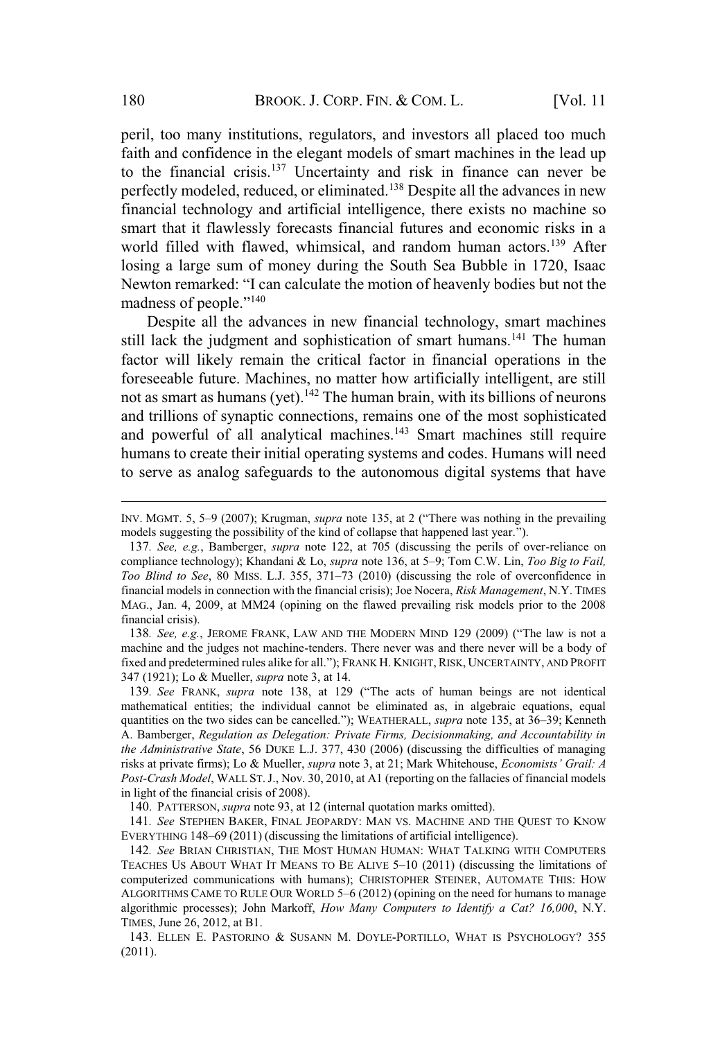peril, too many institutions, regulators, and investors all placed too much faith and confidence in the elegant models of smart machines in the lead up to the financial crisis.[137] Uncertainty and risk in finance can never be perfectly modeled, reduced, or eliminated.[138] Despite all the advances in new financial technology and artificial intelligence, there exists no machine so smart that it flawlessly forecasts financial futures and economic risks in a world filled with flawed, whimsical, and random human actors.[139] After losing a large sum of money during the South Sea Bubble in 1720, Isaac Newton remarked: "I can calculate the motion of heavenly bodies but not the madness of people."[140]

Despite all the advances in new financial technology, smart machines still lack the judgment and sophistication of smart humans.[141] The human factor will likely remain the critical factor in financial operations in the foreseeable future. Machines, no matter how artificially intelligent, are still not as smart as humans (yet).[142] The human brain, with its billions of neurons and trillions of synaptic connections, remains one of the most sophisticated and powerful of all analytical machines.[143] Smart machines still require humans to create their initial operating systems and codes. Humans will need to serve as analog safeguards to the autonomous digital systems that have

---

INV. MGMT. 5, 5–9 (2007); Krugman, *supra* note 135, at 2 ("There was nothing in the prevailing models suggesting the possibility of the kind of collapse that happened last year.").

137. *See, e.g.*, Bamberger, *supra* note 122, at 705 (discussing the perils of over-reliance on compliance technology); Khandani & Lo, *supra* note 136, at 5–9; Tom C.W. Lin, *Too Big to Fail, Too Blind to See*, 80 MISS. L.J. 355, 371–73 (2010) (discussing the role of overconfidence in financial models in connection with the financial crisis); Joe Nocera, *Risk Management*, N.Y. TIMES MAG., Jan. 4, 2009, at MM24 (opining on the flawed prevailing risk models prior to the 2008 financial crisis).

138. *See, e.g.*, JEROME FRANK, LAW AND THE MODERN MIND 129 (2009) ("The law is not a machine and the judges not machine-tenders. There never was and there never will be a body of fixed and predetermined rules alike for all."); FRANK H. KNIGHT, RISK, UNCERTAINTY, AND PROFIT 347 (1921); Lo & Mueller, *supra* note 3, at 14.

139. *See* FRANK, *supra* note 138, at 129 ("The acts of human beings are not identical mathematical entities; the individual cannot be eliminated as, in algebraic equations, equal quantities on the two sides can be cancelled."); WEATHERALL, *supra* note 135, at 36–39; Kenneth A. Bamberger, *Regulation as Delegation: Private Firms, Decisionmaking, and Accountability in the Administrative State*, 56 DUKE L.J. 377, 430 (2006) (discussing the difficulties of managing risks at private firms); Lo & Mueller, *supra* note 3, at 21; Mark Whitehouse, *Economists' Grail: A Post-Crash Model*, WALL ST. J., Nov. 30, 2010, at A1 (reporting on the fallacies of financial models in light of the financial crisis of 2008).

140. PATTERSON, *supra* note 93, at 12 (internal quotation marks omitted).

141. *See* STEPHEN BAKER, FINAL JEOPARDY: MAN VS. MACHINE AND THE QUEST TO KNOW EVERYTHING 148–69 (2011) (discussing the limitations of artificial intelligence).

142. *See* BRIAN CHRISTIAN, THE MOST HUMAN HUMAN: WHAT TALKING WITH COMPUTERS TEACHES US ABOUT WHAT IT MEANS TO BE ALIVE 5–10 (2011) (discussing the limitations of computerized communications with humans); CHRISTOPHER STEINER, AUTOMATE THIS: HOW ALGORITHMS CAME TO RULE OUR WORLD 5–6 (2012) (opining on the need for humans to manage algorithmic processes); John Markoff, *How Many Computers to Identify a Cat? 16,000*, N.Y. TIMES, June 26, 2012, at B1.

143. ELLEN E. PASTORINO & SUSANN M. DOYLE-PORTILLO, WHAT IS PSYCHOLOGY? 355 (2011).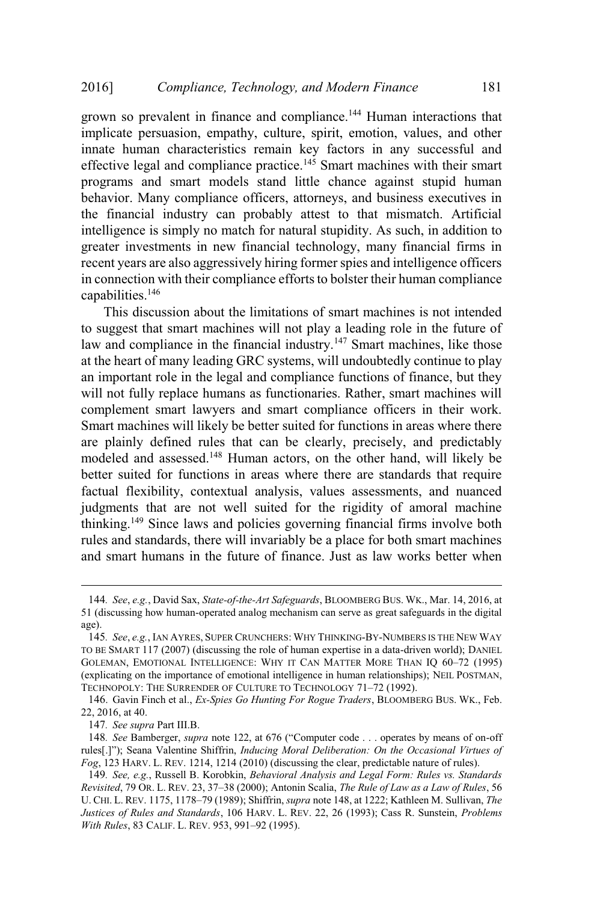grown so prevalent in finance and compliance.[144] Human interactions that implicate persuasion, empathy, culture, spirit, emotion, values, and other innate human characteristics remain key factors in any successful and effective legal and compliance practice.[145] Smart machines with their smart programs and smart models stand little chance against stupid human behavior. Many compliance officers, attorneys, and business executives in the financial industry can probably attest to that mismatch. Artificial intelligence is simply no match for natural stupidity. As such, in addition to greater investments in new financial technology, many financial firms in recent years are also aggressively hiring former spies and intelligence officers in connection with their compliance efforts to bolster their human compliance capabilities.[146]

This discussion about the limitations of smart machines is not intended to suggest that smart machines will not play a leading role in the future of law and compliance in the financial industry.[147] Smart machines, like those at the heart of many leading GRC systems, will undoubtedly continue to play an important role in the legal and compliance functions of finance, but they will not fully replace humans as functionaries. Rather, smart machines will complement smart lawyers and smart compliance officers in their work. Smart machines will likely be better suited for functions in areas where there are plainly defined rules that can be clearly, precisely, and predictably modeled and assessed.[148] Human actors, on the other hand, will likely be better suited for functions in areas where there are standards that require factual flexibility, contextual analysis, values assessments, and nuanced judgments that are not well suited for the rigidity of amoral machine thinking.[149] Since laws and policies governing financial firms involve both rules and standards, there will invariably be a place for both smart machines and smart humans in the future of finance. Just as law works better when

---

144. *See, e.g.*, David Sax, *State-of-the-Art Safeguards*, BLOOMBERG BUS. WK., Mar. 14, 2016, at 51 (discussing how human-operated analog mechanism can serve as great safeguards in the digital age).

145. *See, e.g.*, IAN AYRES, SUPER CRUNCHERS: WHY THINKING-BY-NUMBERS IS THE NEW WAY TO BE SMART 117 (2007) (discussing the role of human expertise in a data-driven world); DANIEL GOLEMAN, EMOTIONAL INTELLIGENCE: WHY IT CAN MATTER MORE THAN IQ 60–72 (1995) (explicating on the importance of emotional intelligence in human relationships); NEIL POSTMAN, TECHNOPOLY: THE SURRENDER OF CULTURE TO TECHNOLOGY 71–72 (1992).

146. Gavin Finch et al., *Ex-Spies Go Hunting For Rogue Traders*, BLOOMBERG BUS. WK., Feb. 22, 2016, at 40.

147. *See supra* Part III.B.

148. *See* Bamberger, *supra* note 122, at 676 ("Computer code . . . operates by means of on-off rules[.]"); Seana Valentine Shiffrin, *Inducing Moral Deliberation: On the Occasional Virtues of Fog*, 123 HARV. L. REV. 1214, 1214 (2010) (discussing the clear, predictable nature of rules).

149. *See, e.g.*, Russell B. Korobkin, *Behavioral Analysis and Legal Form: Rules vs. Standards Revisited*, 79 OR. L. REV. 23, 37–38 (2000); Antonin Scalia, *The Rule of Law as a Law of Rules*, 56 U. CHI. L. REV. 1175, 1178–79 (1989); Shiffrin, *supra* note 148, at 1222; Kathleen M. Sullivan, *The Justices of Rules and Standards*, 106 HARV. L. REV. 22, 26 (1993); Cass R. Sunstein, *Problems With Rules*, 83 CALIF. L. REV. 953, 991–92 (1995).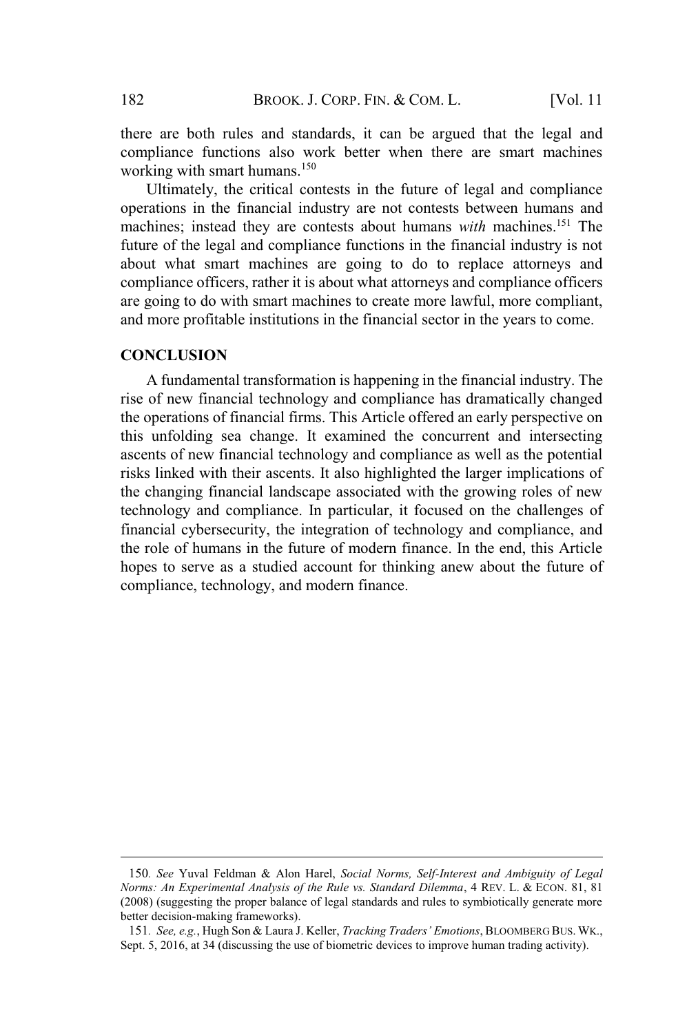there are both rules and standards, it can be argued that the legal and compliance functions also work better when there are smart machines working with smart humans.[150]

Ultimately, the critical contests in the future of legal and compliance operations in the financial industry are not contests between humans and machines; instead they are contests about humans *with* machines.[151] The future of the legal and compliance functions in the financial industry is not about what smart machines are going to do to replace attorneys and compliance officers, rather it is about what attorneys and compliance officers are going to do with smart machines to create more lawful, more compliant, and more profitable institutions in the financial sector in the years to come.

## CONCLUSION

A fundamental transformation is happening in the financial industry. The rise of new financial technology and compliance has dramatically changed the operations of financial firms. This Article offered an early perspective on this unfolding sea change. It examined the concurrent and intersecting ascents of new financial technology and compliance as well as the potential risks linked with their ascents. It also highlighted the larger implications of the changing financial landscape associated with the growing roles of new technology and compliance. In particular, it focused on the challenges of financial cybersecurity, the integration of technology and compliance, and the role of humans in the future of modern finance. In the end, this Article hopes to serve as a studied account for thinking anew about the future of compliance, technology, and modern finance.

---

150. *See* Yuval Feldman & Alon Harel, *Social Norms, Self-Interest and Ambiguity of Legal Norms: An Experimental Analysis of the Rule vs. Standard Dilemma*, 4 REV. L. & ECON. 81, 81 (2008) (suggesting the proper balance of legal standards and rules to symbiotically generate more better decision-making frameworks).

151. *See, e.g.*, Hugh Son & Laura J. Keller, *Tracking Traders' Emotions*, BLOOMBERG BUS. WK., Sept. 5, 2016, at 34 (discussing the use of biometric devices to improve human trading activity).